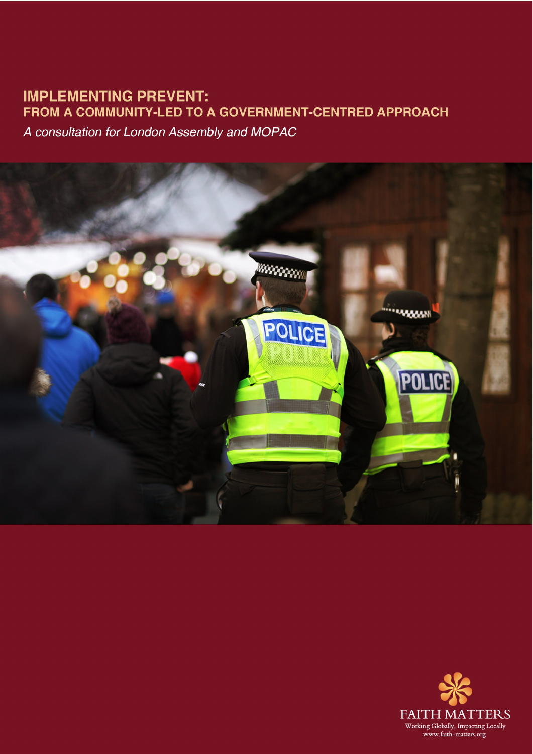# IMPLEMENTING PREVENT:

## FROM A COMMUNITY-LED TO A GOVERNMENT-CENTRED APPROACH

*A consultation for London Assembly and MOPAC*

FAITH MATTERS

Working Globally, Impacting Locally

www.faith-matters.org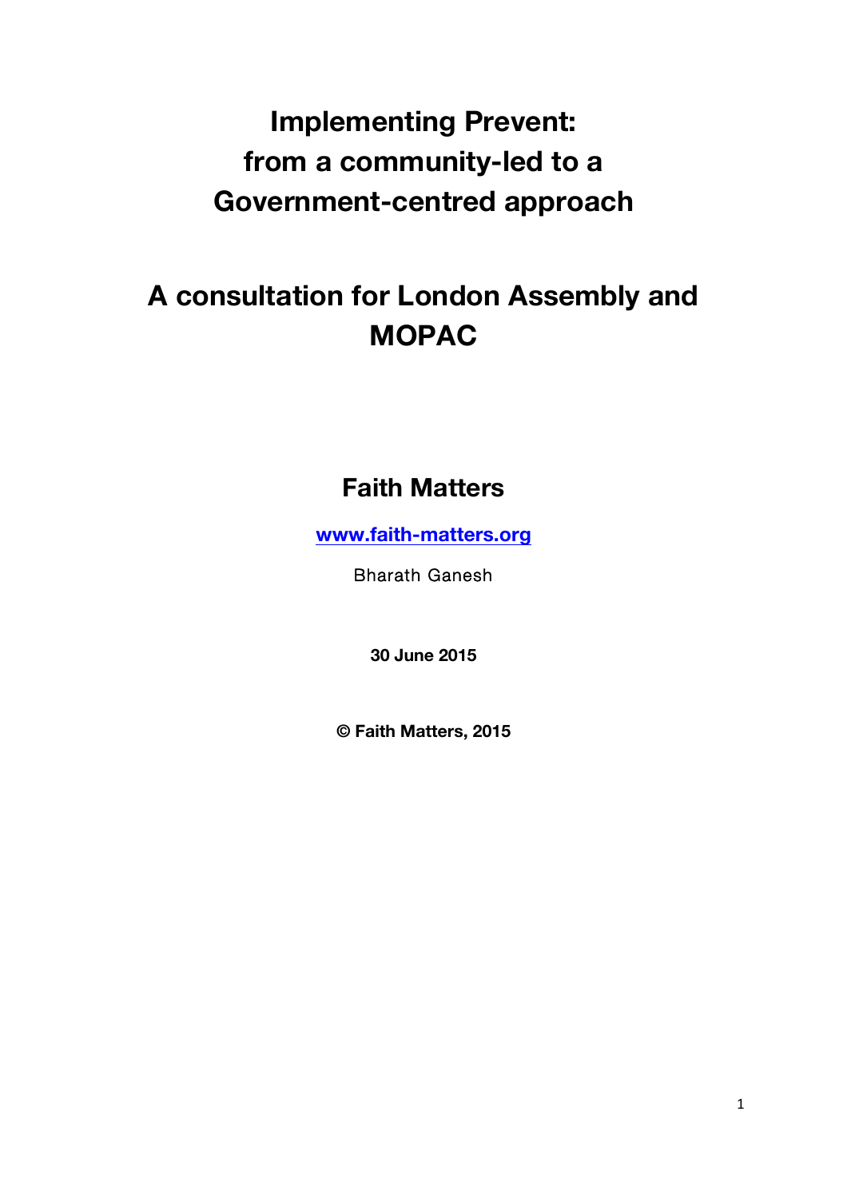# Implementing Prevent: from a community-led to a Government-centred approach

# A consultation for London Assembly and MOPAC

## Faith Matters

[www.faith-matters.org](http://www.faith-matters.org)

Bharath Ganesh

**30 June 2015**

**© Faith Matters, 2015**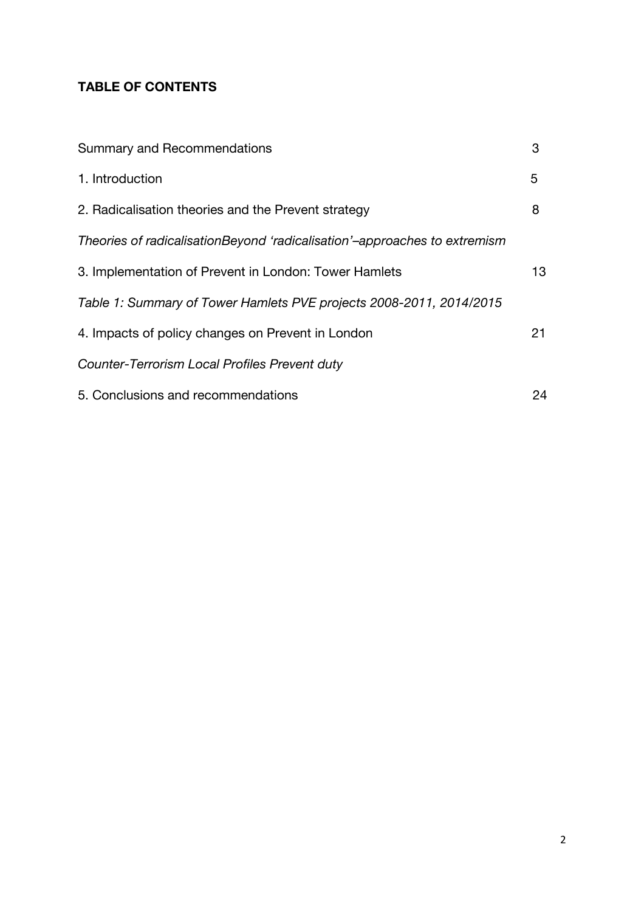**TABLE OF CONTENTS**

| | |
|---|---|
| Summary and Recommendations | 3 |
| 1. Introduction | 5 |
| 2. Radicalisation theories and the Prevent strategy | 8 |
| *Theories of radicalisationBeyond 'radicalisation'–approaches to extremism* | |
| 3. Implementation of Prevent in London: Tower Hamlets | 13 |
| *Table 1: Summary of Tower Hamlets PVE projects 2008-2011, 2014/2015* | |
| 4. Impacts of policy changes on Prevent in London | 21 |
| *Counter-Terrorism Local Profiles Prevent duty* | |
| 5. Conclusions and recommendations | 24 |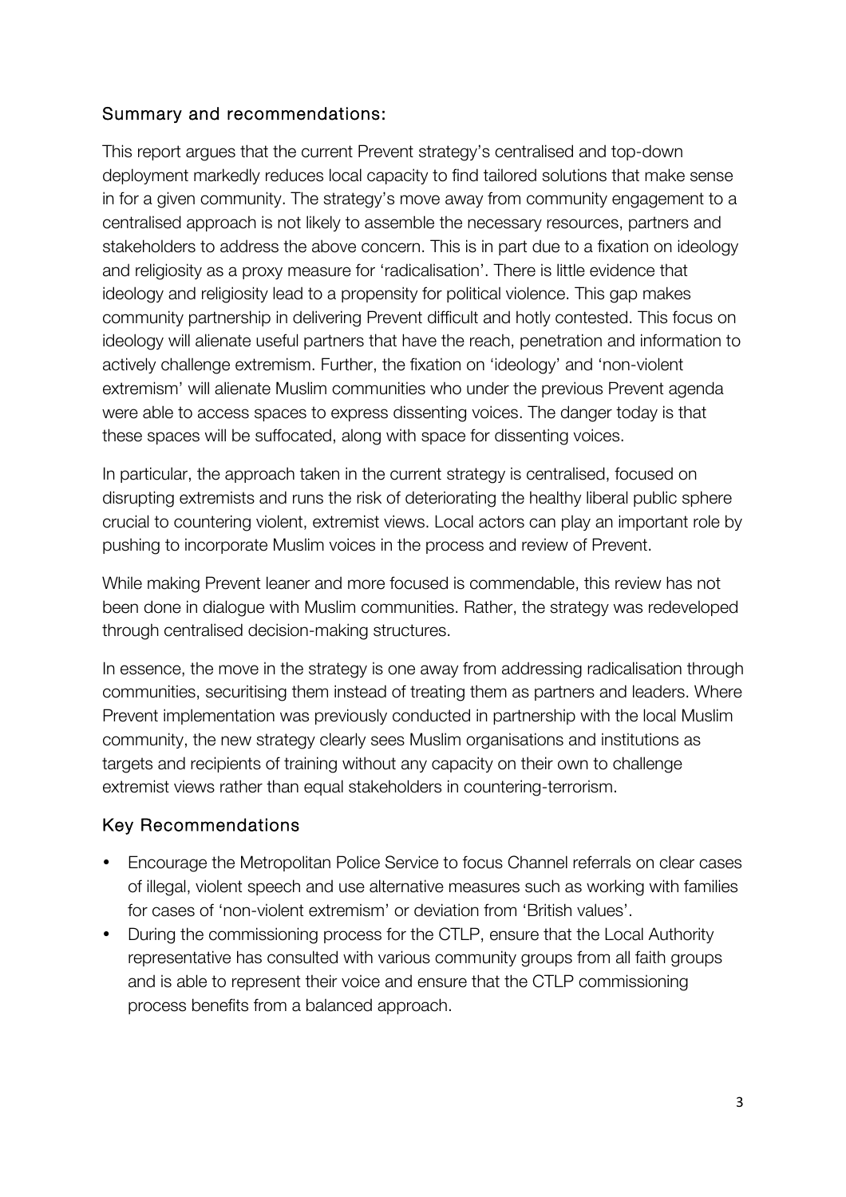## Summary and recommendations:

This report argues that the current Prevent strategy's centralised and top-down deployment markedly reduces local capacity to find tailored solutions that make sense in for a given community. The strategy's move away from community engagement to a centralised approach is not likely to assemble the necessary resources, partners and stakeholders to address the above concern. This is in part due to a fixation on ideology and religiosity as a proxy measure for 'radicalisation'. There is little evidence that ideology and religiosity lead to a propensity for political violence. This gap makes community partnership in delivering Prevent difficult and hotly contested. This focus on ideology will alienate useful partners that have the reach, penetration and information to actively challenge extremism. Further, the fixation on 'ideology' and 'non-violent extremism' will alienate Muslim communities who under the previous Prevent agenda were able to access spaces to express dissenting voices. The danger today is that these spaces will be suffocated, along with space for dissenting voices.

In particular, the approach taken in the current strategy is centralised, focused on disrupting extremists and runs the risk of deteriorating the healthy liberal public sphere crucial to countering violent, extremist views. Local actors can play an important role by pushing to incorporate Muslim voices in the process and review of Prevent.

While making Prevent leaner and more focused is commendable, this review has not been done in dialogue with Muslim communities. Rather, the strategy was redeveloped through centralised decision-making structures.

In essence, the move in the strategy is one away from addressing radicalisation through communities, securitising them instead of treating them as partners and leaders. Where Prevent implementation was previously conducted in partnership with the local Muslim community, the new strategy clearly sees Muslim organisations and institutions as targets and recipients of training without any capacity on their own to challenge extremist views rather than equal stakeholders in countering-terrorism.

## Key Recommendations

- Encourage the Metropolitan Police Service to focus Channel referrals on clear cases of illegal, violent speech and use alternative measures such as working with families for cases of 'non-violent extremism' or deviation from 'British values'.
- During the commissioning process for the CTLP, ensure that the Local Authority representative has consulted with various community groups from all faith groups and is able to represent their voice and ensure that the CTLP commissioning process benefits from a balanced approach.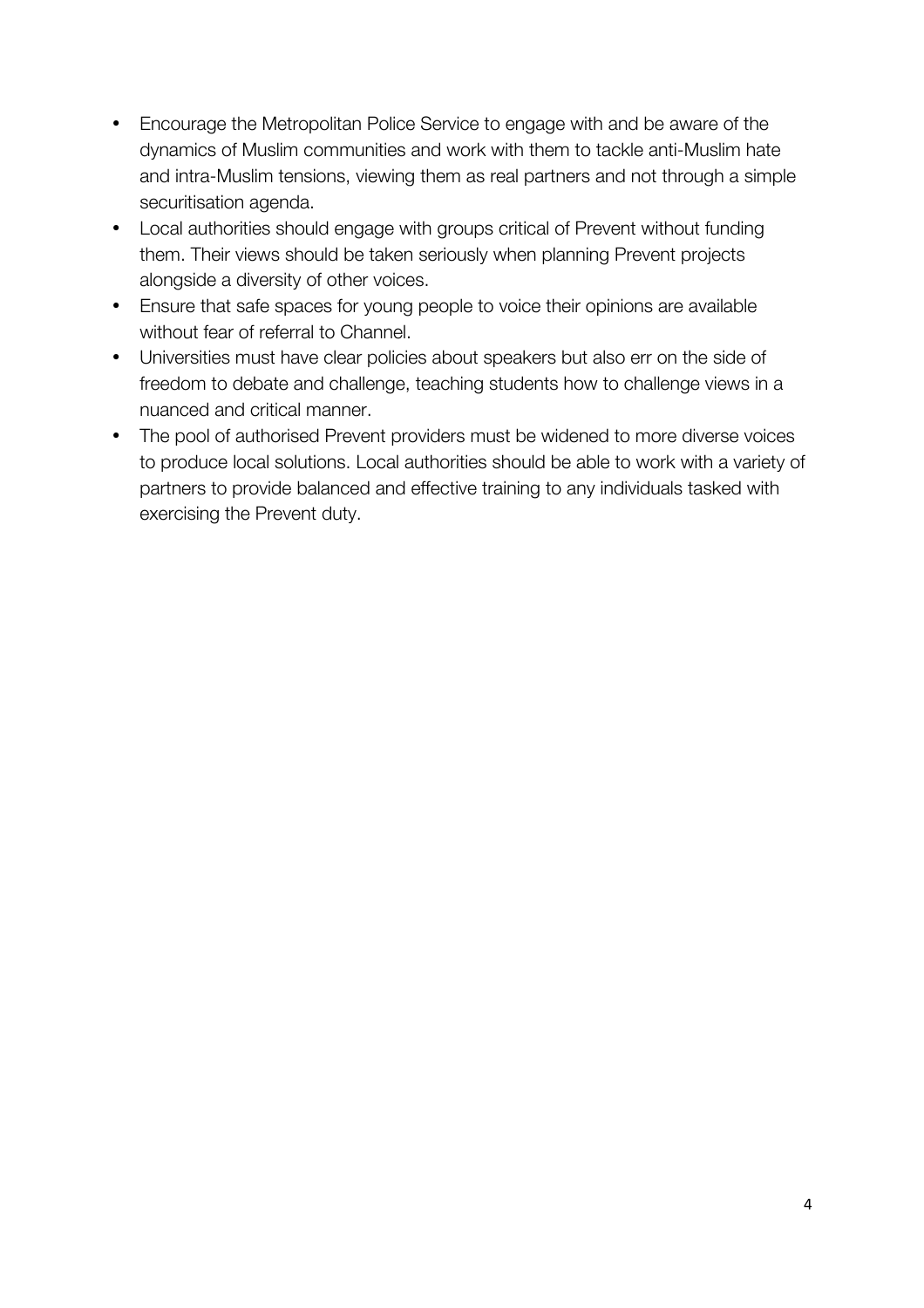- Encourage the Metropolitan Police Service to engage with and be aware of the dynamics of Muslim communities and work with them to tackle anti-Muslim hate and intra-Muslim tensions, viewing them as real partners and not through a simple securitisation agenda.
- Local authorities should engage with groups critical of Prevent without funding them. Their views should be taken seriously when planning Prevent projects alongside a diversity of other voices.
- Ensure that safe spaces for young people to voice their opinions are available without fear of referral to Channel.
- Universities must have clear policies about speakers but also err on the side of freedom to debate and challenge, teaching students how to challenge views in a nuanced and critical manner.
- The pool of authorised Prevent providers must be widened to more diverse voices to produce local solutions. Local authorities should be able to work with a variety of partners to provide balanced and effective training to any individuals tasked with exercising the Prevent duty.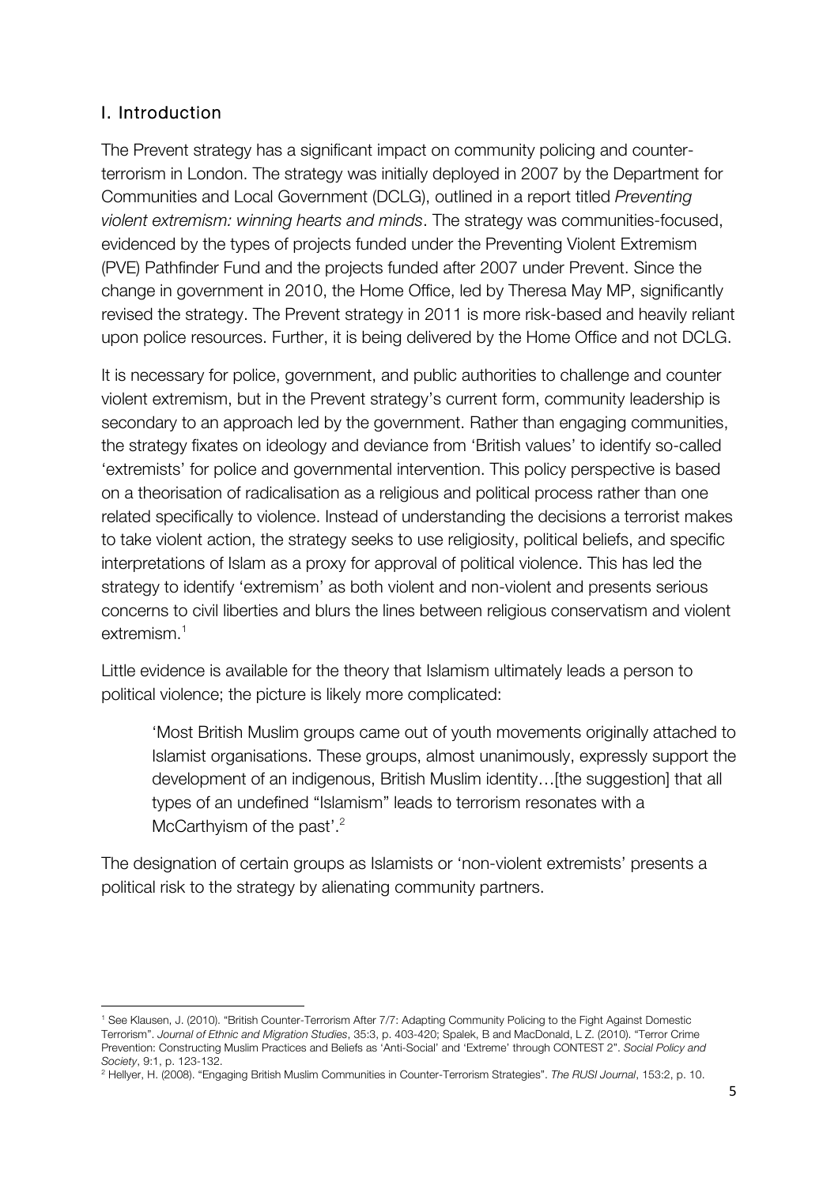## I. Introduction

The Prevent strategy has a significant impact on community policing and counter-terrorism in London. The strategy was initially deployed in 2007 by the Department for Communities and Local Government (DCLG), outlined in a report titled *Preventing violent extremism: winning hearts and minds*. The strategy was communities-focused, evidenced by the types of projects funded under the Preventing Violent Extremism (PVE) Pathfinder Fund and the projects funded after 2007 under Prevent. Since the change in government in 2010, the Home Office, led by Theresa May MP, significantly revised the strategy. The Prevent strategy in 2011 is more risk-based and heavily reliant upon police resources. Further, it is being delivered by the Home Office and not DCLG.

It is necessary for police, government, and public authorities to challenge and counter violent extremism, but in the Prevent strategy's current form, community leadership is secondary to an approach led by the government. Rather than engaging communities, the strategy fixates on ideology and deviance from 'British values' to identify so-called 'extremists' for police and governmental intervention. This policy perspective is based on a theorisation of radicalisation as a religious and political process rather than one related specifically to violence. Instead of understanding the decisions a terrorist makes to take violent action, the strategy seeks to use religiosity, political beliefs, and specific interpretations of Islam as a proxy for approval of political violence. This has led the strategy to identify 'extremism' as both violent and non-violent and presents serious concerns to civil liberties and blurs the lines between religious conservatism and violent extremism.[1]

Little evidence is available for the theory that Islamism ultimately leads a person to political violence; the picture is likely more complicated:

> 'Most British Muslim groups came out of youth movements originally attached to Islamist organisations. These groups, almost unanimously, expressly support the development of an indigenous, British Muslim identity…[the suggestion] that all types of an undefined "Islamism" leads to terrorism resonates with a McCarthyism of the past'.[2]

The designation of certain groups as Islamists or 'non-violent extremists' presents a political risk to the strategy by alienating community partners.

---

[1] See Klausen, J. (2010). "British Counter-Terrorism After 7/7: Adapting Community Policing to the Fight Against Domestic Terrorism". *Journal of Ethnic and Migration Studies*, 35:3, p. 403-420; Spalek, B and MacDonald, L Z. (2010). "Terror Crime Prevention: Constructing Muslim Practices and Beliefs as 'Anti-Social' and 'Extreme' through CONTEST 2". *Social Policy and Society*, 9:1, p. 123-132.

[2] Hellyer, H. (2008). "Engaging British Muslim Communities in Counter-Terrorism Strategies". *The RUSI Journal*, 153:2, p. 10.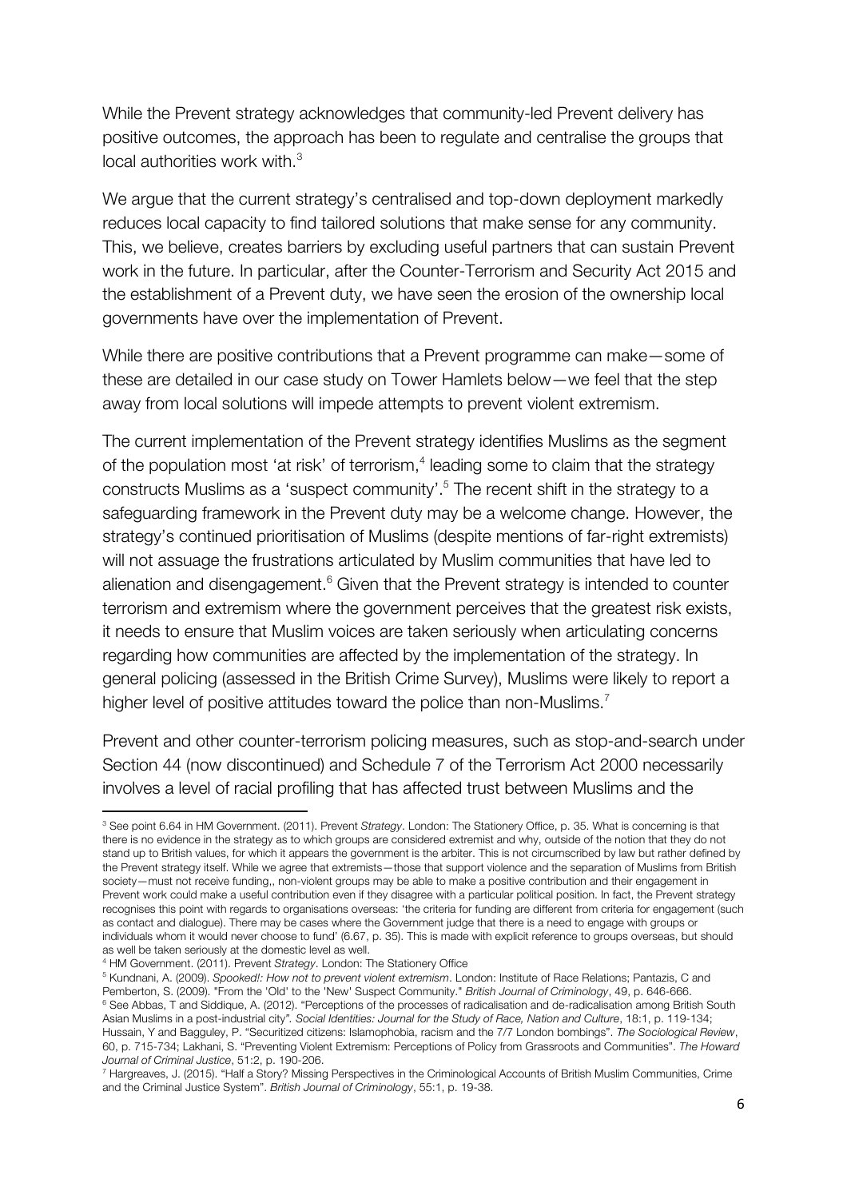While the Prevent strategy acknowledges that community-led Prevent delivery has positive outcomes, the approach has been to regulate and centralise the groups that local authorities work with.[3]

We argue that the current strategy's centralised and top-down deployment markedly reduces local capacity to find tailored solutions that make sense for any community. This, we believe, creates barriers by excluding useful partners that can sustain Prevent work in the future. In particular, after the Counter-Terrorism and Security Act 2015 and the establishment of a Prevent duty, we have seen the erosion of the ownership local governments have over the implementation of Prevent.

While there are positive contributions that a Prevent programme can make—some of these are detailed in our case study on Tower Hamlets below—we feel that the step away from local solutions will impede attempts to prevent violent extremism.

The current implementation of the Prevent strategy identifies Muslims as the segment of the population most 'at risk' of terrorism,[4] leading some to claim that the strategy constructs Muslims as a 'suspect community'.[5] The recent shift in the strategy to a safeguarding framework in the Prevent duty may be a welcome change. However, the strategy's continued prioritisation of Muslims (despite mentions of far-right extremists) will not assuage the frustrations articulated by Muslim communities that have led to alienation and disengagement.[6] Given that the Prevent strategy is intended to counter terrorism and extremism where the government perceives that the greatest risk exists, it needs to ensure that Muslim voices are taken seriously when articulating concerns regarding how communities are affected by the implementation of the strategy. In general policing (assessed in the British Crime Survey), Muslims were likely to report a higher level of positive attitudes toward the police than non-Muslims.[7]

Prevent and other counter-terrorism policing measures, such as stop-and-search under Section 44 (now discontinued) and Schedule 7 of the Terrorism Act 2000 necessarily involves a level of racial profiling that has affected trust between Muslims and the

---

[3] See point 6.64 in HM Government. (2011). Prevent *Strategy*. London: The Stationery Office, p. 35. What is concerning is that there is no evidence in the strategy as to which groups are considered extremist and why, outside of the notion that they do not stand up to British values, for which it appears the government is the arbiter. This is not circumscribed by law but rather defined by the Prevent strategy itself. While we agree that extremists—those that support violence and the separation of Muslims from British society—must not receive funding,, non-violent groups may be able to make a positive contribution and their engagement in Prevent work could make a useful contribution even if they disagree with a particular political position. In fact, the Prevent strategy recognises this point with regards to organisations overseas: 'the criteria for funding are different from criteria for engagement (such as contact and dialogue). There may be cases where the Government judge that there is a need to engage with groups or individuals whom it would never choose to fund' (6.67, p. 35). This is made with explicit reference to groups overseas, but should as well be taken seriously at the domestic level as well.

[4] HM Government. (2011). Prevent *Strategy*. London: The Stationery Office

[5] Kundnani, A. (2009). *Spooked!: How not to prevent violent extremism*. London: Institute of Race Relations; Pantazis, C and Pemberton, S. (2009). "From the 'Old' to the 'New' Suspect Community." *British Journal of Criminology*, 49, p. 646-666.

[6] See Abbas, T and Siddique, A. (2012). "Perceptions of the processes of radicalisation and de-radicalisation among British South Asian Muslims in a post-industrial city". *Social Identities: Journal for the Study of Race, Nation and Culture*, 18:1, p. 119-134; Hussain, Y and Bagguley, P. "Securitized citizens: Islamophobia, racism and the 7/7 London bombings". *The Sociological Review*, 60, p. 715-734; Lakhani, S. "Preventing Violent Extremism: Perceptions of Policy from Grassroots and Communities". *The Howard Journal of Criminal Justice*, 51:2, p. 190-206.

[7] Hargreaves, J. (2015). "Half a Story? Missing Perspectives in the Criminological Accounts of British Muslim Communities, Crime and the Criminal Justice System". *British Journal of Criminology*, 55:1, p. 19-38.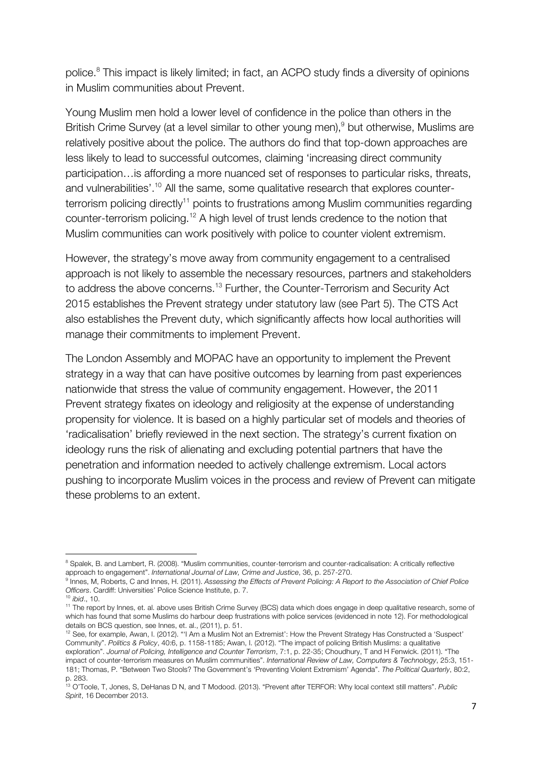police.[8] This impact is likely limited; in fact, an ACPO study finds a diversity of opinions in Muslim communities about Prevent.

Young Muslim men hold a lower level of confidence in the police than others in the British Crime Survey (at a level similar to other young men),[9] but otherwise, Muslims are relatively positive about the police. The authors do find that top-down approaches are less likely to lead to successful outcomes, claiming 'increasing direct community participation…is affording a more nuanced set of responses to particular risks, threats, and vulnerabilities'.[10] All the same, some qualitative research that explores counter-terrorism policing directly[11] points to frustrations among Muslim communities regarding counter-terrorism policing.[12] A high level of trust lends credence to the notion that Muslim communities can work positively with police to counter violent extremism.

However, the strategy's move away from community engagement to a centralised approach is not likely to assemble the necessary resources, partners and stakeholders to address the above concerns.[13] Further, the Counter-Terrorism and Security Act 2015 establishes the Prevent strategy under statutory law (see Part 5). The CTS Act also establishes the Prevent duty, which significantly affects how local authorities will manage their commitments to implement Prevent.

The London Assembly and MOPAC have an opportunity to implement the Prevent strategy in a way that can have positive outcomes by learning from past experiences nationwide that stress the value of community engagement. However, the 2011 Prevent strategy fixates on ideology and religiosity at the expense of understanding propensity for violence. It is based on a highly particular set of models and theories of 'radicalisation' briefly reviewed in the next section. The strategy's current fixation on ideology runs the risk of alienating and excluding potential partners that have the penetration and information needed to actively challenge extremism. Local actors pushing to incorporate Muslim voices in the process and review of Prevent can mitigate these problems to an extent.

---

[8] Spalek, B. and Lambert, R. (2008). "Muslim communities, counter-terrorism and counter-radicalisation: A critically reflective approach to engagement". *International Journal of Law, Crime and Justice*, 36, p. 257-270.

[9] Innes, M, Roberts, C and Innes, H. (2011). *Assessing the Effects of Prevent Policing: A Report to the Association of Chief Police Officers*. Cardiff: Universities' Police Science Institute, p. 7.

[10] *ibid*., 10.

[11] The report by Innes, et. al. above uses British Crime Survey (BCS) data which does engage in deep qualitative research, some of which has found that some Muslims do harbour deep frustrations with police services (evidenced in note 12). For methodological details on BCS question, see Innes, et. al., (2011), p. 51.

[12] See, for example, Awan, I. (2012). "'I Am a Muslim Not an Extremist': How the Prevent Strategy Has Constructed a 'Suspect' Community". *Politics & Policy*, 40:6, p. 1158-1185; Awan, I. (2012). "The impact of policing British Muslims: a qualitative exploration". *Journal of Policing, Intelligence and Counter Terrorism*, 7:1, p. 22-35; Choudhury, T and H Fenwick. (2011). "The impact of counter-terrorism measures on Muslim communities". *International Review of Law, Computers & Technology*, 25:3, 151-181; Thomas, P. "Between Two Stools? The Government's 'Preventing Violent Extremism' Agenda". *The Political Quarterly*, 80:2, p. 283.

[13] O'Toole, T, Jones, S, DeHanas D N, and T Modood. (2013). "Prevent after TERFOR: Why local context still matters". *Public Spirit*, 16 December 2013.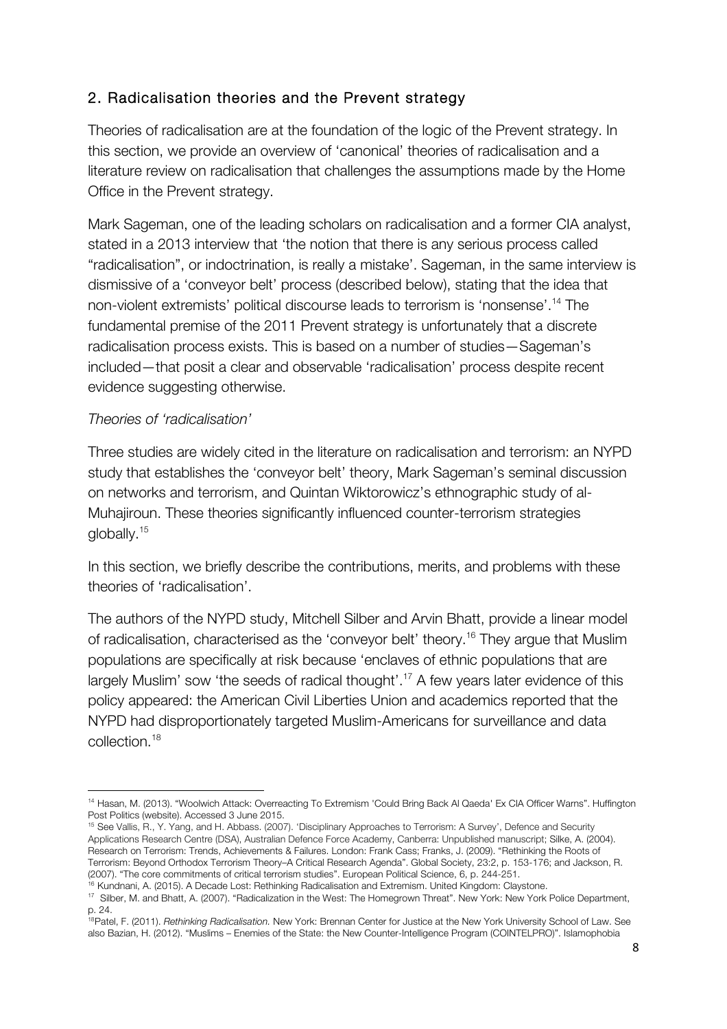## 2. Radicalisation theories and the Prevent strategy

Theories of radicalisation are at the foundation of the logic of the Prevent strategy. In this section, we provide an overview of 'canonical' theories of radicalisation and a literature review on radicalisation that challenges the assumptions made by the Home Office in the Prevent strategy.

Mark Sageman, one of the leading scholars on radicalisation and a former CIA analyst, stated in a 2013 interview that 'the notion that there is any serious process called "radicalisation", or indoctrination, is really a mistake'. Sageman, in the same interview is dismissive of a 'conveyor belt' process (described below), stating that the idea that non-violent extremists' political discourse leads to terrorism is 'nonsense'.[14] The fundamental premise of the 2011 Prevent strategy is unfortunately that a discrete radicalisation process exists. This is based on a number of studies—Sageman's included—that posit a clear and observable 'radicalisation' process despite recent evidence suggesting otherwise.

### *Theories of 'radicalisation'*

Three studies are widely cited in the literature on radicalisation and terrorism: an NYPD study that establishes the 'conveyor belt' theory, Mark Sageman's seminal discussion on networks and terrorism, and Quintan Wiktorowicz's ethnographic study of al-Muhajiroun. These theories significantly influenced counter-terrorism strategies globally.[15]

In this section, we briefly describe the contributions, merits, and problems with these theories of 'radicalisation'.

The authors of the NYPD study, Mitchell Silber and Arvin Bhatt, provide a linear model of radicalisation, characterised as the 'conveyor belt' theory.[16] They argue that Muslim populations are specifically at risk because 'enclaves of ethnic populations that are largely Muslim' sow 'the seeds of radical thought'.[17] A few years later evidence of this policy appeared: the American Civil Liberties Union and academics reported that the NYPD had disproportionately targeted Muslim-Americans for surveillance and data collection.[18]

---

[14] Hasan, M. (2013). "Woolwich Attack: Overreacting To Extremism 'Could Bring Back Al Qaeda' Ex CIA Officer Warns". Huffington Post Politics (website). Accessed 3 June 2015.

[15] See Vallis, R., Y. Yang, and H. Abbass. (2007). 'Disciplinary Approaches to Terrorism: A Survey', Defence and Security Applications Research Centre (DSA), Australian Defence Force Academy, Canberra: Unpublished manuscript; Silke, A. (2004). Research on Terrorism: Trends, Achievements & Failures. London: Frank Cass; Franks, J. (2009). "Rethinking the Roots of Terrorism: Beyond Orthodox Terrorism Theory–A Critical Research Agenda". Global Society, 23:2, p. 153-176; and Jackson, R. (2007). "The core commitments of critical terrorism studies". European Political Science, 6, p. 244-251.

[16] Kundnani, A. (2015). A Decade Lost: Rethinking Radicalisation and Extremism. United Kingdom: Claystone.

[17] Silber, M. and Bhatt, A. (2007). "Radicalization in the West: The Homegrown Threat". New York: New York Police Department, p. 24.

[18] Patel, F. (2011). *Rethinking Radicalisation.* New York: Brennan Center for Justice at the New York University School of Law. See also Bazian, H. (2012). "Muslims – Enemies of the State: the New Counter-Intelligence Program (COINTELPRO)". Islamophobia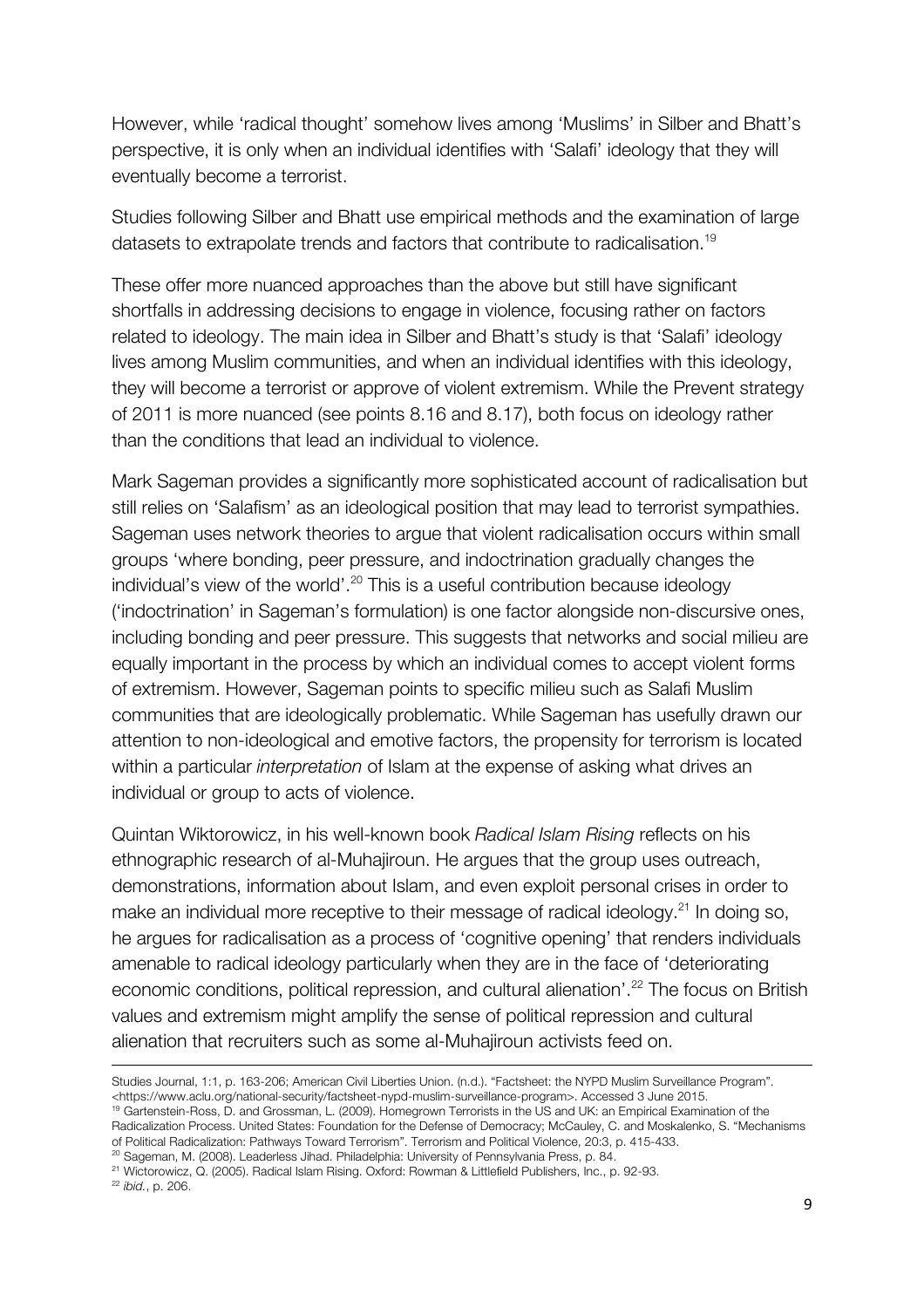However, while 'radical thought' somehow lives among 'Muslims' in Silber and Bhatt's perspective, it is only when an individual identifies with 'Salafi' ideology that they will eventually become a terrorist.

Studies following Silber and Bhatt use empirical methods and the examination of large datasets to extrapolate trends and factors that contribute to radicalisation.[19]

These offer more nuanced approaches than the above but still have significant shortfalls in addressing decisions to engage in violence, focusing rather on factors related to ideology. The main idea in Silber and Bhatt's study is that 'Salafi' ideology lives among Muslim communities, and when an individual identifies with this ideology, they will become a terrorist or approve of violent extremism. While the Prevent strategy of 2011 is more nuanced (see points 8.16 and 8.17), both focus on ideology rather than the conditions that lead an individual to violence.

Mark Sageman provides a significantly more sophisticated account of radicalisation but still relies on 'Salafism' as an ideological position that may lead to terrorist sympathies. Sageman uses network theories to argue that violent radicalisation occurs within small groups 'where bonding, peer pressure, and indoctrination gradually changes the individual's view of the world'.[20] This is a useful contribution because ideology ('indoctrination' in Sageman's formulation) is one factor alongside non-discursive ones, including bonding and peer pressure. This suggests that networks and social milieu are equally important in the process by which an individual comes to accept violent forms of extremism. However, Sageman points to specific milieu such as Salafi Muslim communities that are ideologically problematic. While Sageman has usefully drawn our attention to non-ideological and emotive factors, the propensity for terrorism is located within a particular *interpretation* of Islam at the expense of asking what drives an individual or group to acts of violence.

Quintan Wiktorowicz, in his well-known book *Radical Islam Rising* reflects on his ethnographic research of al-Muhajiroun. He argues that the group uses outreach, demonstrations, information about Islam, and even exploit personal crises in order to make an individual more receptive to their message of radical ideology.[21] In doing so, he argues for radicalisation as a process of 'cognitive opening' that renders individuals amenable to radical ideology particularly when they are in the face of 'deteriorating economic conditions, political repression, and cultural alienation'.[22] The focus on British values and extremism might amplify the sense of political repression and cultural alienation that recruiters such as some al-Muhajiroun activists feed on.

---

Studies Journal, 1:1, p. 163-206; American Civil Liberties Union. (n.d.). "Factsheet: the NYPD Muslim Surveillance Program". <https://www.aclu.org/national-security/factsheet-nypd-muslim-surveillance-program>. Accessed 3 June 2015.

[19] Gartenstein-Ross, D. and Grossman, L. (2009). Homegrown Terrorists in the US and UK: an Empirical Examination of the Radicalization Process. United States: Foundation for the Defense of Democracy; McCauley, C. and Moskalenko, S. "Mechanisms of Political Radicalization: Pathways Toward Terrorism". Terrorism and Political Violence, 20:3, p. 415-433.

[20] Sageman, M. (2008). Leaderless Jihad. Philadelphia: University of Pennsylvania Press, p. 84.

[21] Wictorowicz, Q. (2005). Radical Islam Rising. Oxford: Rowman & Littlefield Publishers, Inc., p. 92-93.

[22] *ibid.*, p. 206.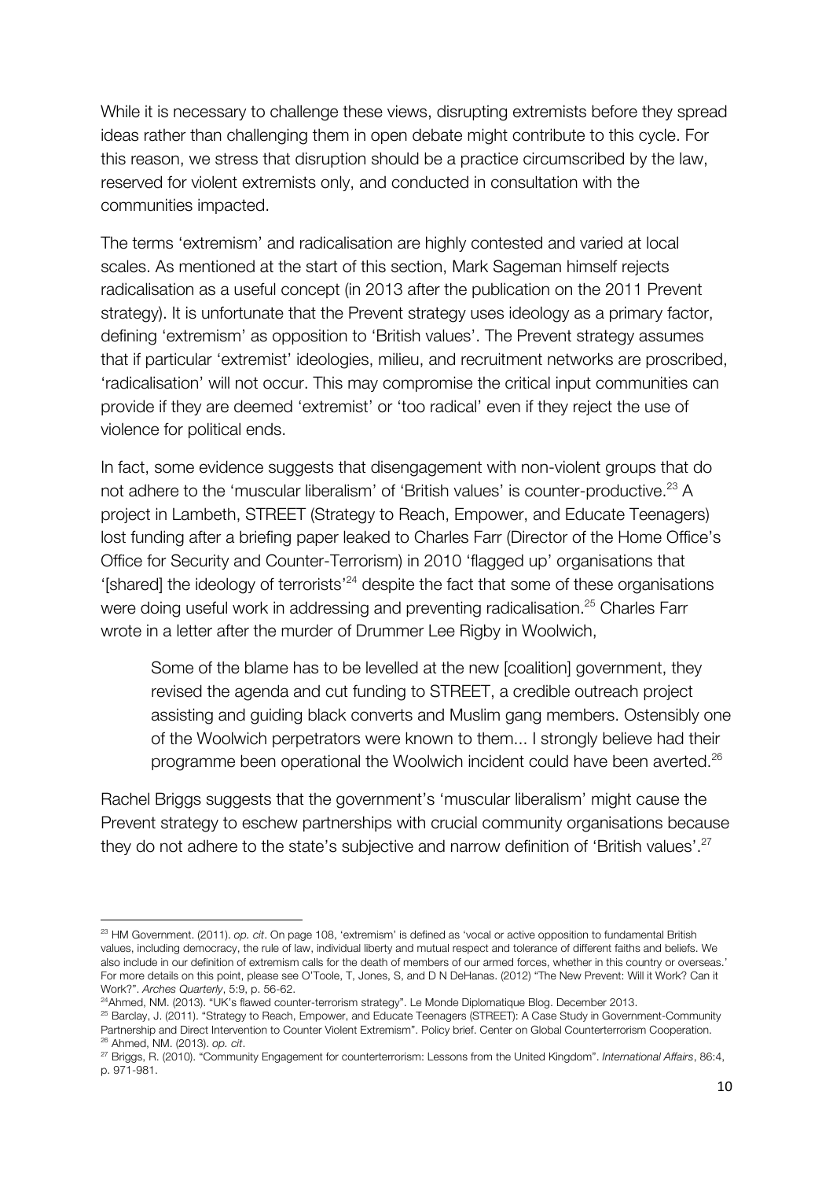While it is necessary to challenge these views, disrupting extremists before they spread ideas rather than challenging them in open debate might contribute to this cycle. For this reason, we stress that disruption should be a practice circumscribed by the law, reserved for violent extremists only, and conducted in consultation with the communities impacted.

The terms 'extremism' and radicalisation are highly contested and varied at local scales. As mentioned at the start of this section, Mark Sageman himself rejects radicalisation as a useful concept (in 2013 after the publication on the 2011 Prevent strategy). It is unfortunate that the Prevent strategy uses ideology as a primary factor, defining 'extremism' as opposition to 'British values'. The Prevent strategy assumes that if particular 'extremist' ideologies, milieu, and recruitment networks are proscribed, 'radicalisation' will not occur. This may compromise the critical input communities can provide if they are deemed 'extremist' or 'too radical' even if they reject the use of violence for political ends.

In fact, some evidence suggests that disengagement with non-violent groups that do not adhere to the 'muscular liberalism' of 'British values' is counter-productive.[23] A project in Lambeth, STREET (Strategy to Reach, Empower, and Educate Teenagers) lost funding after a briefing paper leaked to Charles Farr (Director of the Home Office's Office for Security and Counter-Terrorism) in 2010 'flagged up' organisations that '[shared] the ideology of terrorists'[24] despite the fact that some of these organisations were doing useful work in addressing and preventing radicalisation.[25] Charles Farr wrote in a letter after the murder of Drummer Lee Rigby in Woolwich,

> Some of the blame has to be levelled at the new [coalition] government, they revised the agenda and cut funding to STREET, a credible outreach project assisting and guiding black converts and Muslim gang members. Ostensibly one of the Woolwich perpetrators were known to them... I strongly believe had their programme been operational the Woolwich incident could have been averted.[26]

Rachel Briggs suggests that the government's 'muscular liberalism' might cause the Prevent strategy to eschew partnerships with crucial community organisations because they do not adhere to the state's subjective and narrow definition of 'British values'.[27]

---

[23] HM Government. (2011). *op. cit*. On page 108, 'extremism' is defined as 'vocal or active opposition to fundamental British values, including democracy, the rule of law, individual liberty and mutual respect and tolerance of different faiths and beliefs. We also include in our definition of extremism calls for the death of members of our armed forces, whether in this country or overseas.' For more details on this point, please see O'Toole, T, Jones, S, and D N DeHanas. (2012) "The New Prevent: Will it Work? Can it Work?". *Arches Quarterly*, 5:9, p. 56-62.

[24] Ahmed, NM. (2013). "UK's flawed counter-terrorism strategy". Le Monde Diplomatique Blog. December 2013.

[25] Barclay, J. (2011). "Strategy to Reach, Empower, and Educate Teenagers (STREET): A Case Study in Government-Community Partnership and Direct Intervention to Counter Violent Extremism". Policy brief. Center on Global Counterterrorism Cooperation.

[26] Ahmed, NM. (2013). *op. cit*.

[27] Briggs, R. (2010). "Community Engagement for counterterrorism: Lessons from the United Kingdom". *International Affairs*, 86:4, p. 971-981.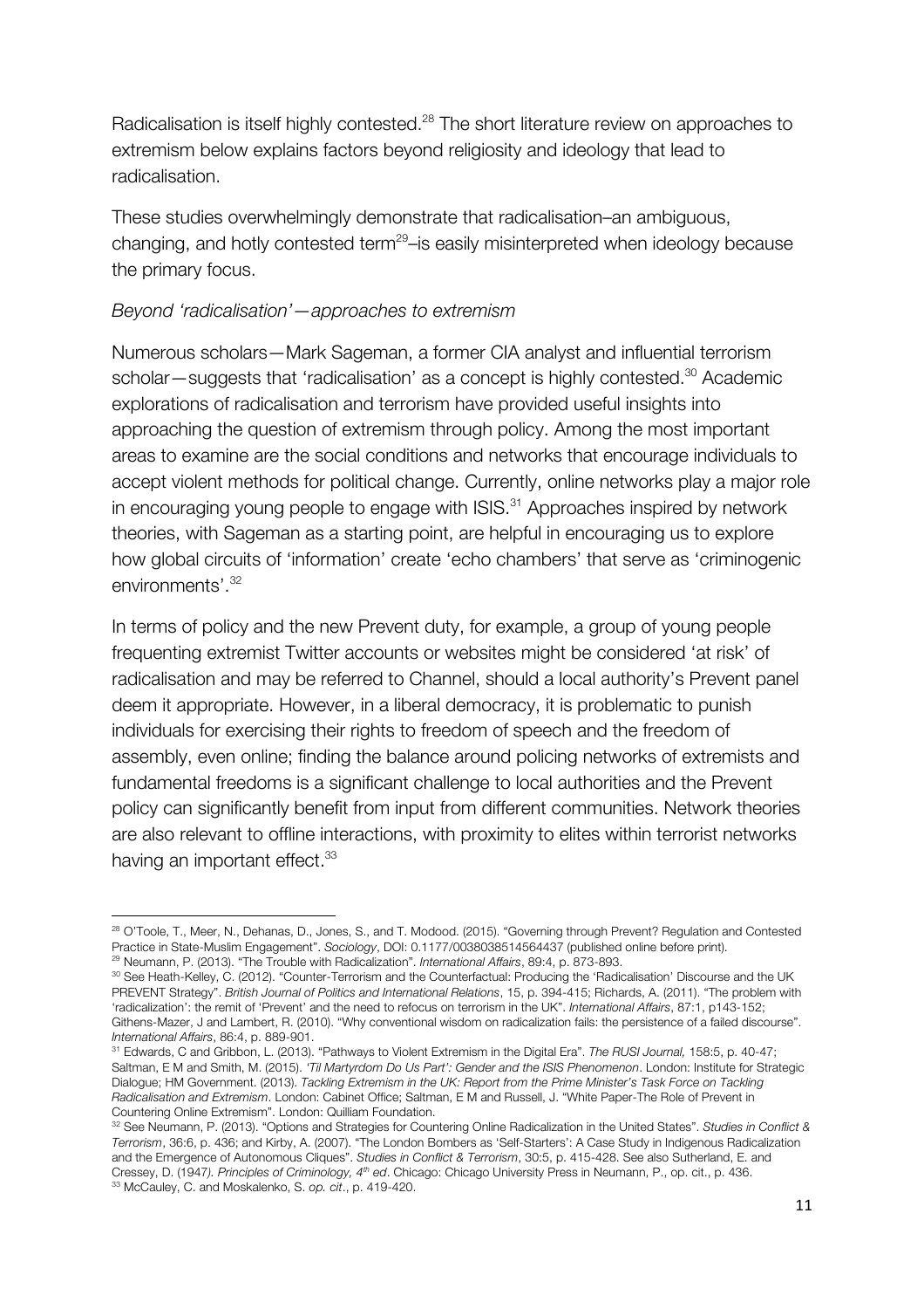Radicalisation is itself highly contested.[28] The short literature review on approaches to extremism below explains factors beyond religiosity and ideology that lead to radicalisation.

These studies overwhelmingly demonstrate that radicalisation–an ambiguous, changing, and hotly contested term[29]–is easily misinterpreted when ideology because the primary focus.

*Beyond 'radicalisation'—approaches to extremism*

Numerous scholars—Mark Sageman, a former CIA analyst and influential terrorism scholar—suggests that 'radicalisation' as a concept is highly contested.[30] Academic explorations of radicalisation and terrorism have provided useful insights into approaching the question of extremism through policy. Among the most important areas to examine are the social conditions and networks that encourage individuals to accept violent methods for political change. Currently, online networks play a major role in encouraging young people to engage with ISIS.[31] Approaches inspired by network theories, with Sageman as a starting point, are helpful in encouraging us to explore how global circuits of 'information' create 'echo chambers' that serve as 'criminogenic environments'.[32]

In terms of policy and the new Prevent duty, for example, a group of young people frequenting extremist Twitter accounts or websites might be considered 'at risk' of radicalisation and may be referred to Channel, should a local authority's Prevent panel deem it appropriate. However, in a liberal democracy, it is problematic to punish individuals for exercising their rights to freedom of speech and the freedom of assembly, even online; finding the balance around policing networks of extremists and fundamental freedoms is a significant challenge to local authorities and the Prevent policy can significantly benefit from input from different communities. Network theories are also relevant to offline interactions, with proximity to elites within terrorist networks having an important effect.[33]

---

[28] O'Toole, T., Meer, N., Dehanas, D., Jones, S., and T. Modood. (2015). "Governing through Prevent? Regulation and Contested Practice in State-Muslim Engagement". *Sociology*, DOI: 0.1177/0038038514564437 (published online before print).

[29] Neumann, P. (2013). "The Trouble with Radicalization". *International Affairs*, 89:4, p. 873-893.

[30] See Heath-Kelley, C. (2012). "Counter-Terrorism and the Counterfactual: Producing the 'Radicalisation' Discourse and the UK PREVENT Strategy". *British Journal of Politics and International Relations*, 15, p. 394-415; Richards, A. (2011). "The problem with 'radicalization': the remit of 'Prevent' and the need to refocus on terrorism in the UK". *International Affairs*, 87:1, p143-152; Githens-Mazer, J and Lambert, R. (2010). "Why conventional wisdom on radicalization fails: the persistence of a failed discourse". *International Affairs*, 86:4, p. 889-901.

[31] Edwards, C and Gribbon, L. (2013). "Pathways to Violent Extremism in the Digital Era". *The RUSI Journal,* 158:5, p. 40-47; Saltman, E M and Smith, M. (2015). *'Til Martyrdom Do Us Part': Gender and the ISIS Phenomenon*. London: Institute for Strategic Dialogue; HM Government. (2013). *Tackling Extremism in the UK: Report from the Prime Minister's Task Force on Tackling Radicalisation and Extremism*. London: Cabinet Office; Saltman, E M and Russell, J. "White Paper-The Role of Prevent in Countering Online Extremism". London: Quilliam Foundation.

[32] See Neumann, P. (2013). "Options and Strategies for Countering Online Radicalization in the United States". *Studies in Conflict & Terrorism*, 36:6, p. 436; and Kirby, A. (2007). "The London Bombers as 'Self-Starters': A Case Study in Indigenous Radicalization and the Emergence of Autonomous Cliques". *Studies in Conflict & Terrorism*, 30:5, p. 415-428. See also Sutherland, E. and Cressey, D. (1947*). Principles of Criminology, 4th ed*. Chicago: Chicago University Press in Neumann, P., op. cit., p. 436.

[33] McCauley, C. and Moskalenko, S. *op. cit*., p. 419-420.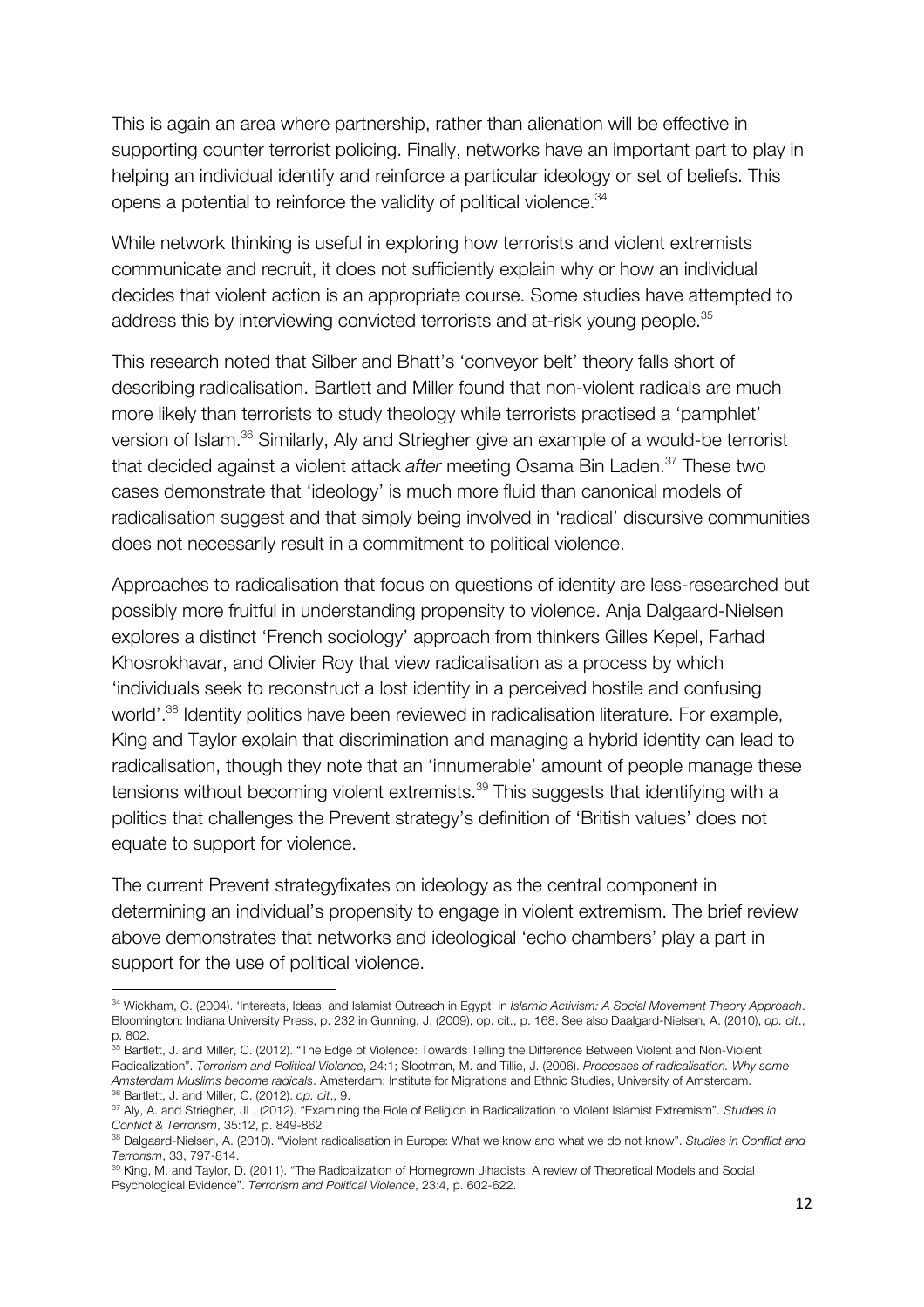This is again an area where partnership, rather than alienation will be effective in supporting counter terrorist policing. Finally, networks have an important part to play in helping an individual identify and reinforce a particular ideology or set of beliefs. This opens a potential to reinforce the validity of political violence.[34]

While network thinking is useful in exploring how terrorists and violent extremists communicate and recruit, it does not sufficiently explain why or how an individual decides that violent action is an appropriate course. Some studies have attempted to address this by interviewing convicted terrorists and at-risk young people.[35]

This research noted that Silber and Bhatt's 'conveyor belt' theory falls short of describing radicalisation. Bartlett and Miller found that non-violent radicals are much more likely than terrorists to study theology while terrorists practised a 'pamphlet' version of Islam.[36] Similarly, Aly and Striegher give an example of a would-be terrorist that decided against a violent attack *after* meeting Osama Bin Laden.[37] These two cases demonstrate that 'ideology' is much more fluid than canonical models of radicalisation suggest and that simply being involved in 'radical' discursive communities does not necessarily result in a commitment to political violence.

Approaches to radicalisation that focus on questions of identity are less-researched but possibly more fruitful in understanding propensity to violence. Anja Dalgaard-Nielsen explores a distinct 'French sociology' approach from thinkers Gilles Kepel, Farhad Khosrokhavar, and Olivier Roy that view radicalisation as a process by which 'individuals seek to reconstruct a lost identity in a perceived hostile and confusing world'.[38] Identity politics have been reviewed in radicalisation literature. For example, King and Taylor explain that discrimination and managing a hybrid identity can lead to radicalisation, though they note that an 'innumerable' amount of people manage these tensions without becoming violent extremists.[39] This suggests that identifying with a politics that challenges the Prevent strategy's definition of 'British values' does not equate to support for violence.

The current Prevent strategyfixates on ideology as the central component in determining an individual's propensity to engage in violent extremism. The brief review above demonstrates that networks and ideological 'echo chambers' play a part in support for the use of political violence.

---

[34] Wickham, C. (2004). 'Interests, Ideas, and Islamist Outreach in Egypt' in *Islamic Activism: A Social Movement Theory Approach*. Bloomington: Indiana University Press, p. 232 in Gunning, J. (2009), op. cit., p. 168. See also Daalgard-Nielsen, A. (2010), *op. cit*., p. 802.

[35] Bartlett, J. and Miller, C. (2012). "The Edge of Violence: Towards Telling the Difference Between Violent and Non-Violent Radicalization". *Terrorism and Political Violence*, 24:1; Slootman, M. and Tillie, J. (2006). *Processes of radicalisation. Why some Amsterdam Muslims become radicals*. Amsterdam: Institute for Migrations and Ethnic Studies, University of Amsterdam.

[36] Bartlett, J. and Miller, C. (2012). *op. cit*., 9.

[37] Aly, A. and Striegher, JL. (2012). "Examining the Role of Religion in Radicalization to Violent Islamist Extremism". *Studies in Conflict & Terrorism*, 35:12, p. 849-862

[38] Dalgaard-Nielsen, A. (2010). "Violent radicalisation in Europe: What we know and what we do not know". *Studies in Conflict and Terrorism*, 33, 797-814.

[39] King, M. and Taylor, D. (2011). "The Radicalization of Homegrown Jihadists: A review of Theoretical Models and Social Psychological Evidence". *Terrorism and Political Violence*, 23:4, p. 602-622.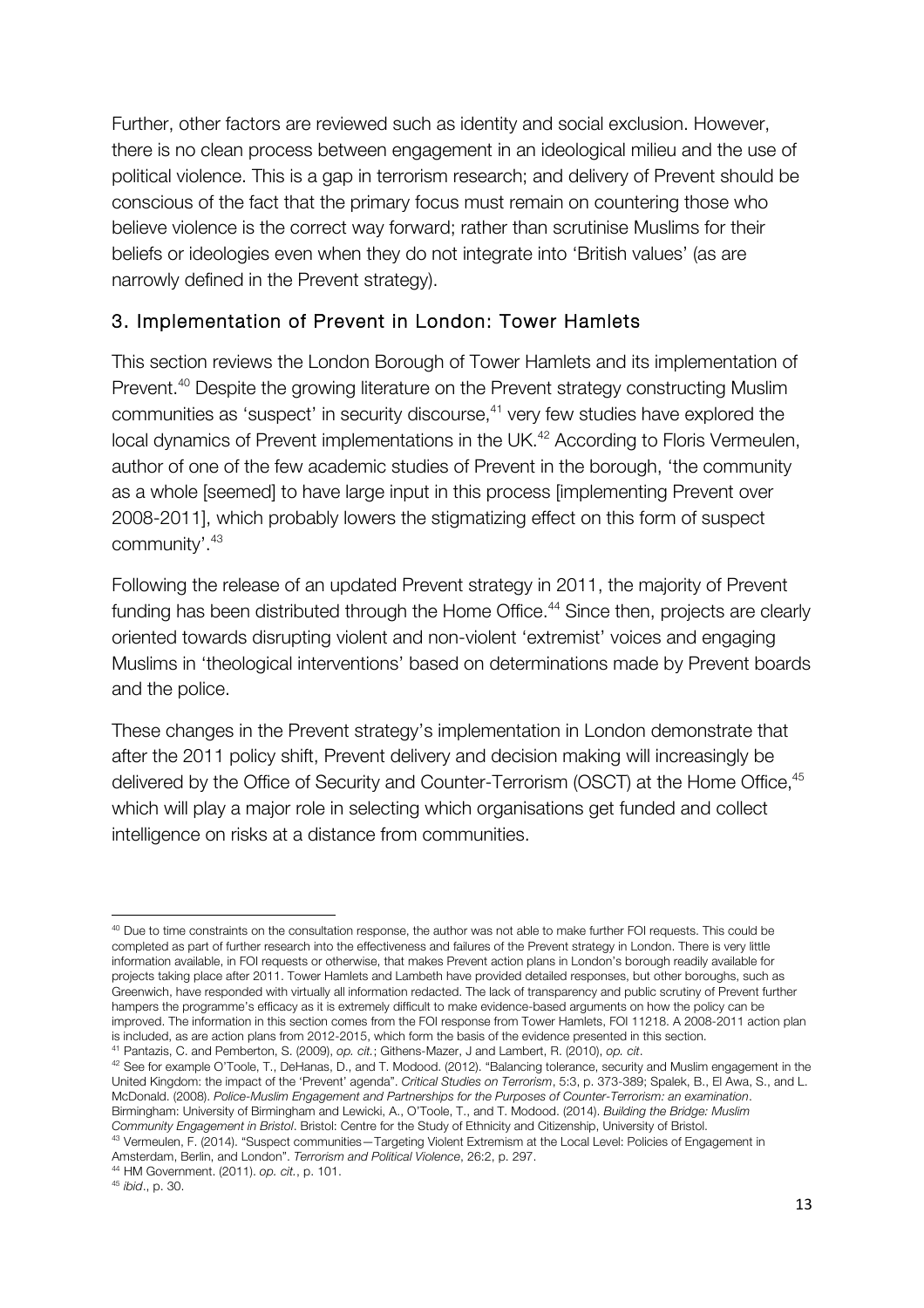Further, other factors are reviewed such as identity and social exclusion. However, there is no clean process between engagement in an ideological milieu and the use of political violence. This is a gap in terrorism research; and delivery of Prevent should be conscious of the fact that the primary focus must remain on countering those who believe violence is the correct way forward; rather than scrutinise Muslims for their beliefs or ideologies even when they do not integrate into 'British values' (as are narrowly defined in the Prevent strategy).

## 3. Implementation of Prevent in London: Tower Hamlets

This section reviews the London Borough of Tower Hamlets and its implementation of Prevent.[40] Despite the growing literature on the Prevent strategy constructing Muslim communities as 'suspect' in security discourse,[41] very few studies have explored the local dynamics of Prevent implementations in the UK.[42] According to Floris Vermeulen, author of one of the few academic studies of Prevent in the borough, 'the community as a whole [seemed] to have large input in this process [implementing Prevent over 2008-2011], which probably lowers the stigmatizing effect on this form of suspect community'.[43]

Following the release of an updated Prevent strategy in 2011, the majority of Prevent funding has been distributed through the Home Office.[44] Since then, projects are clearly oriented towards disrupting violent and non-violent 'extremist' voices and engaging Muslims in 'theological interventions' based on determinations made by Prevent boards and the police.

These changes in the Prevent strategy's implementation in London demonstrate that after the 2011 policy shift, Prevent delivery and decision making will increasingly be delivered by the Office of Security and Counter-Terrorism (OSCT) at the Home Office,[45] which will play a major role in selecting which organisations get funded and collect intelligence on risks at a distance from communities.

---

[40] Due to time constraints on the consultation response, the author was not able to make further FOI requests. This could be completed as part of further research into the effectiveness and failures of the Prevent strategy in London. There is very little information available, in FOI requests or otherwise, that makes Prevent action plans in London's borough readily available for projects taking place after 2011. Tower Hamlets and Lambeth have provided detailed responses, but other boroughs, such as Greenwich, have responded with virtually all information redacted. The lack of transparency and public scrutiny of Prevent further hampers the programme's efficacy as it is extremely difficult to make evidence-based arguments on how the policy can be improved. The information in this section comes from the FOI response from Tower Hamlets, FOI 11218. A 2008-2011 action plan is included, as are action plans from 2012-2015, which form the basis of the evidence presented in this section.

[41] Pantazis, C. and Pemberton, S. (2009), *op. cit.*; Githens-Mazer, J and Lambert, R. (2010), *op. cit*.

[42] See for example O'Toole, T., DeHanas, D., and T. Modood. (2012). "Balancing tolerance, security and Muslim engagement in the United Kingdom: the impact of the 'Prevent' agenda". *Critical Studies on Terrorism*, 5:3, p. 373-389; Spalek, B., El Awa, S., and L. McDonald. (2008). *Police-Muslim Engagement and Partnerships for the Purposes of Counter-Terrorism: an examination*. Birmingham: University of Birmingham and Lewicki, A., O'Toole, T., and T. Modood. (2014). *Building the Bridge: Muslim Community Engagement in Bristol*. Bristol: Centre for the Study of Ethnicity and Citizenship, University of Bristol.

[43] Vermeulen, F. (2014). "Suspect communities—Targeting Violent Extremism at the Local Level: Policies of Engagement in Amsterdam, Berlin, and London". *Terrorism and Political Violence*, 26:2, p. 297.

[44] HM Government. (2011). *op. cit.*, p. 101.

[45] *ibid*., p. 30.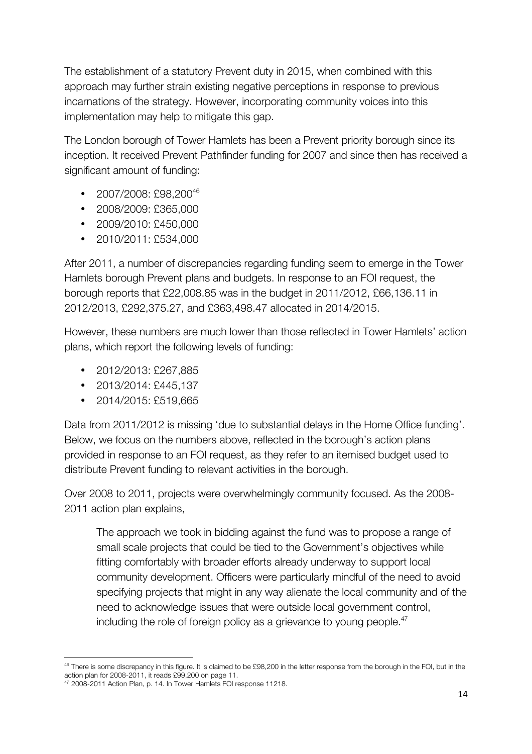The establishment of a statutory Prevent duty in 2015, when combined with this approach may further strain existing negative perceptions in response to previous incarnations of the strategy. However, incorporating community voices into this implementation may help to mitigate this gap.

The London borough of Tower Hamlets has been a Prevent priority borough since its inception. It received Prevent Pathfinder funding for 2007 and since then has received a significant amount of funding:

- 2007/2008: £98,200[46]
- 2008/2009: £365,000
- 2009/2010: £450,000
- 2010/2011: £534,000

After 2011, a number of discrepancies regarding funding seem to emerge in the Tower Hamlets borough Prevent plans and budgets. In response to an FOI request, the borough reports that £22,008.85 was in the budget in 2011/2012, £66,136.11 in 2012/2013, £292,375.27, and £363,498.47 allocated in 2014/2015.

However, these numbers are much lower than those reflected in Tower Hamlets' action plans, which report the following levels of funding:

- 2012/2013: £267,885
- 2013/2014: £445,137
- 2014/2015: £519,665

Data from 2011/2012 is missing 'due to substantial delays in the Home Office funding'. Below, we focus on the numbers above, reflected in the borough's action plans provided in response to an FOI request, as they refer to an itemised budget used to distribute Prevent funding to relevant activities in the borough.

Over 2008 to 2011, projects were overwhelmingly community focused. As the 2008-2011 action plan explains,

> The approach we took in bidding against the fund was to propose a range of small scale projects that could be tied to the Government's objectives while fitting comfortably with broader efforts already underway to support local community development. Officers were particularly mindful of the need to avoid specifying projects that might in any way alienate the local community and of the need to acknowledge issues that were outside local government control, including the role of foreign policy as a grievance to young people.[47]

---

[46] There is some discrepancy in this figure. It is claimed to be £98,200 in the letter response from the borough in the FOI, but in the action plan for 2008-2011, it reads £99,200 on page 11.

[47] 2008-2011 Action Plan, p. 14. In Tower Hamlets FOI response 11218.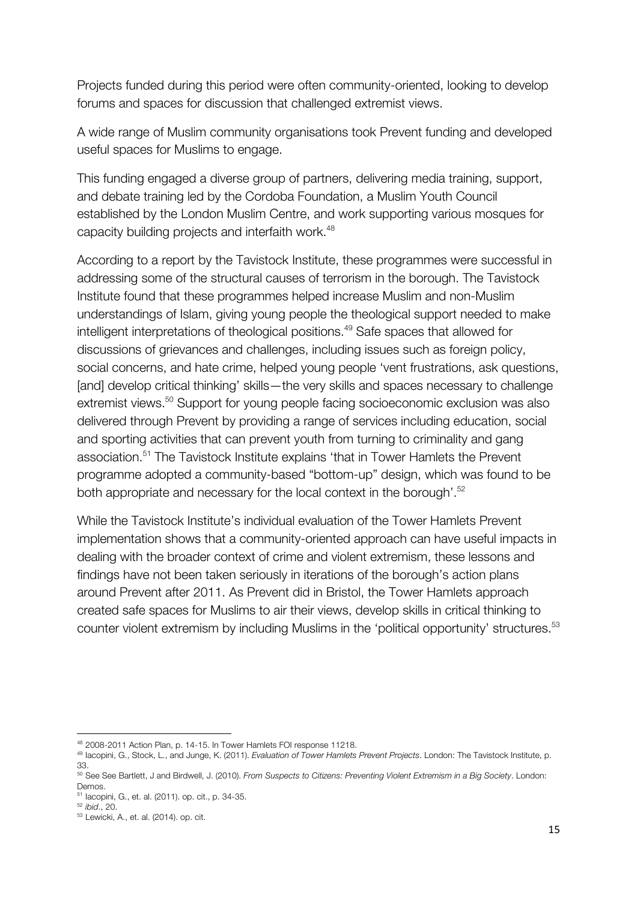Projects funded during this period were often community-oriented, looking to develop forums and spaces for discussion that challenged extremist views.

A wide range of Muslim community organisations took Prevent funding and developed useful spaces for Muslims to engage.

This funding engaged a diverse group of partners, delivering media training, support, and debate training led by the Cordoba Foundation, a Muslim Youth Council established by the London Muslim Centre, and work supporting various mosques for capacity building projects and interfaith work.[48]

According to a report by the Tavistock Institute, these programmes were successful in addressing some of the structural causes of terrorism in the borough. The Tavistock Institute found that these programmes helped increase Muslim and non-Muslim understandings of Islam, giving young people the theological support needed to make intelligent interpretations of theological positions.[49] Safe spaces that allowed for discussions of grievances and challenges, including issues such as foreign policy, social concerns, and hate crime, helped young people 'vent frustrations, ask questions, [and] develop critical thinking' skills—the very skills and spaces necessary to challenge extremist views.[50] Support for young people facing socioeconomic exclusion was also delivered through Prevent by providing a range of services including education, social and sporting activities that can prevent youth from turning to criminality and gang association.[51] The Tavistock Institute explains 'that in Tower Hamlets the Prevent programme adopted a community-based "bottom-up" design, which was found to be both appropriate and necessary for the local context in the borough'.[52]

While the Tavistock Institute's individual evaluation of the Tower Hamlets Prevent implementation shows that a community-oriented approach can have useful impacts in dealing with the broader context of crime and violent extremism, these lessons and findings have not been taken seriously in iterations of the borough's action plans around Prevent after 2011. As Prevent did in Bristol, the Tower Hamlets approach created safe spaces for Muslims to air their views, develop skills in critical thinking to counter violent extremism by including Muslims in the 'political opportunity' structures.[53]

---

[48] 2008-2011 Action Plan, p. 14-15. In Tower Hamlets FOI response 11218.

[49] Iacopini, G., Stock, L., and Junge, K. (2011). *Evaluation of Tower Hamlets Prevent Projects*. London: The Tavistock Institute, p. 33.

[50] See See Bartlett, J and Birdwell, J. (2010). *From Suspects to Citizens: Preventing Violent Extremism in a Big Society*. London: Demos.

[51] Iacopini, G., et. al. (2011). op. cit., p. 34-35.

[52] *ibid*., 20.

[53] Lewicki, A., et. al. (2014). op. cit.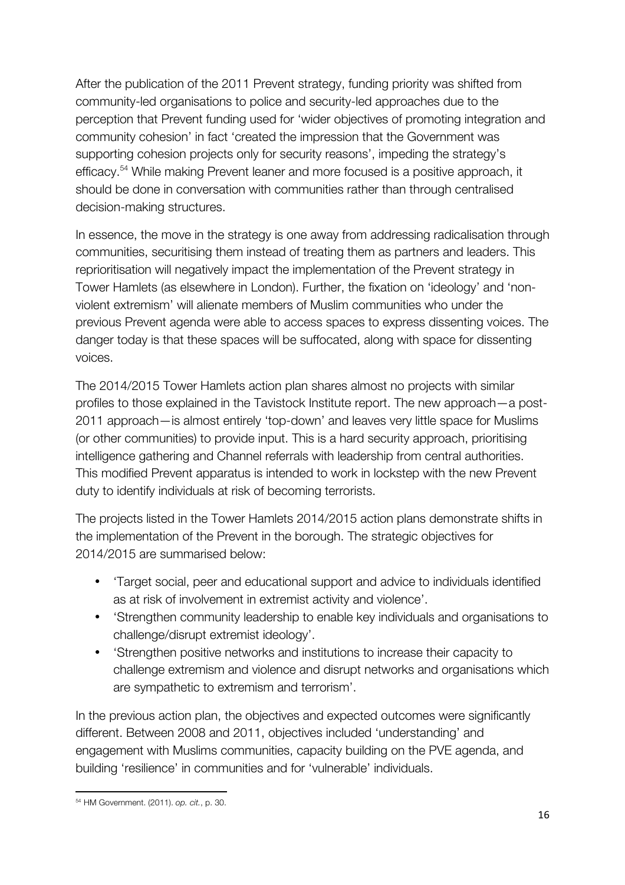After the publication of the 2011 Prevent strategy, funding priority was shifted from community-led organisations to police and security-led approaches due to the perception that Prevent funding used for 'wider objectives of promoting integration and community cohesion' in fact 'created the impression that the Government was supporting cohesion projects only for security reasons', impeding the strategy's efficacy.[54] While making Prevent leaner and more focused is a positive approach, it should be done in conversation with communities rather than through centralised decision-making structures.

In essence, the move in the strategy is one away from addressing radicalisation through communities, securitising them instead of treating them as partners and leaders. This reprioritisation will negatively impact the implementation of the Prevent strategy in Tower Hamlets (as elsewhere in London). Further, the fixation on 'ideology' and 'non-violent extremism' will alienate members of Muslim communities who under the previous Prevent agenda were able to access spaces to express dissenting voices. The danger today is that these spaces will be suffocated, along with space for dissenting voices.

The 2014/2015 Tower Hamlets action plan shares almost no projects with similar profiles to those explained in the Tavistock Institute report. The new approach—a post-2011 approach—is almost entirely 'top-down' and leaves very little space for Muslims (or other communities) to provide input. This is a hard security approach, prioritising intelligence gathering and Channel referrals with leadership from central authorities. This modified Prevent apparatus is intended to work in lockstep with the new Prevent duty to identify individuals at risk of becoming terrorists.

The projects listed in the Tower Hamlets 2014/2015 action plans demonstrate shifts in the implementation of the Prevent in the borough. The strategic objectives for 2014/2015 are summarised below:

- 'Target social, peer and educational support and advice to individuals identified as at risk of involvement in extremist activity and violence'.
- 'Strengthen community leadership to enable key individuals and organisations to challenge/disrupt extremist ideology'.
- 'Strengthen positive networks and institutions to increase their capacity to challenge extremism and violence and disrupt networks and organisations which are sympathetic to extremism and terrorism'.

In the previous action plan, the objectives and expected outcomes were significantly different. Between 2008 and 2011, objectives included 'understanding' and engagement with Muslims communities, capacity building on the PVE agenda, and building 'resilience' in communities and for 'vulnerable' individuals.

[54] HM Government. (2011). *op. cit.*, p. 30.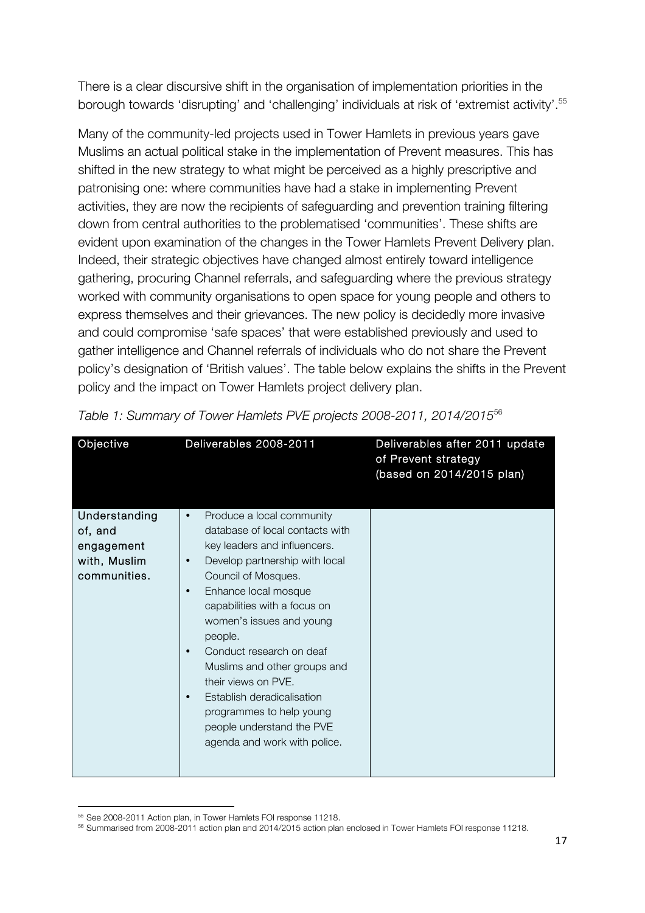There is a clear discursive shift in the organisation of implementation priorities in the borough towards 'disrupting' and 'challenging' individuals at risk of 'extremist activity'.[55]

Many of the community-led projects used in Tower Hamlets in previous years gave Muslims an actual political stake in the implementation of Prevent measures. This has shifted in the new strategy to what might be perceived as a highly prescriptive and patronising one: where communities have had a stake in implementing Prevent activities, they are now the recipients of safeguarding and prevention training filtering down from central authorities to the problematised 'communities'. These shifts are evident upon examination of the changes in the Tower Hamlets Prevent Delivery plan. Indeed, their strategic objectives have changed almost entirely toward intelligence gathering, procuring Channel referrals, and safeguarding where the previous strategy worked with community organisations to open space for young people and others to express themselves and their grievances. The new policy is decidedly more invasive and could compromise 'safe spaces' that were established previously and used to gather intelligence and Channel referrals of individuals who do not share the Prevent policy's designation of 'British values'. The table below explains the shifts in the Prevent policy and the impact on Tower Hamlets project delivery plan.

*Table 1: Summary of Tower Hamlets PVE projects 2008-2011, 2014/2015*[56]

| Objective | Deliverables 2008-2011 | Deliverables after 2011 update of Prevent strategy (based on 2014/2015 plan) |
|---|---|---|
| Understanding of, and engagement with, Muslim communities. | • Produce a local community database of local contacts with key leaders and influencers.<br>• Develop partnership with local Council of Mosques.<br>• Enhance local mosque capabilities with a focus on women's issues and young people.<br>• Conduct research on deaf Muslims and other groups and their views on PVE.<br>• Establish deradicalisation programmes to help young people understand the PVE agenda and work with police. | |

[55] See 2008-2011 Action plan, in Tower Hamlets FOI response 11218.

[56] Summarised from 2008-2011 action plan and 2014/2015 action plan enclosed in Tower Hamlets FOI response 11218.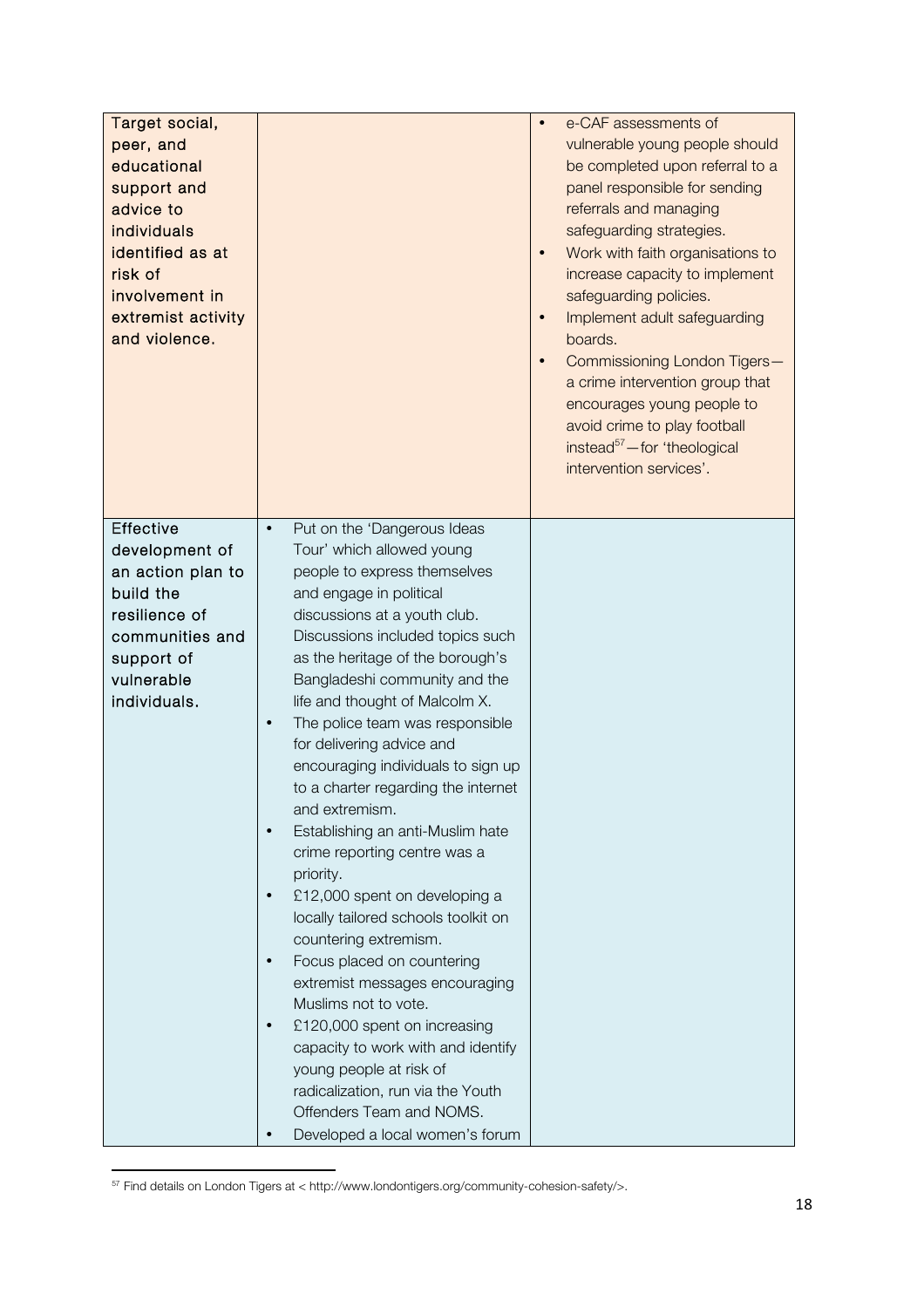| | | |
|---|---|---|
| Target social, peer, and educational support and advice to individuals identified as at risk of involvement in extremist activity and violence. | | • e-CAF assessments of vulnerable young people should be completed upon referral to a panel responsible for sending referrals and managing safeguarding strategies.<br>• Work with faith organisations to increase capacity to implement safeguarding policies.<br>• Implement adult safeguarding boards.<br>• Commissioning London Tigers—a crime intervention group that encourages young people to avoid crime to play football instead[57]—for 'theological intervention services'. |
| Effective development of an action plan to build the resilience of communities and support of vulnerable individuals. | • Put on the 'Dangerous Ideas Tour' which allowed young people to express themselves and engage in political discussions at a youth club. Discussions included topics such as the heritage of the borough's Bangladeshi community and the life and thought of Malcolm X.<br>• The police team was responsible for delivering advice and encouraging individuals to sign up to a charter regarding the internet and extremism.<br>• Establishing an anti-Muslim hate crime reporting centre was a priority.<br>• £12,000 spent on developing a locally tailored schools toolkit on countering extremism.<br>• Focus placed on countering extremist messages encouraging Muslims not to vote.<br>• £120,000 spent on increasing capacity to work with and identify young people at risk of radicalization, run via the Youth Offenders Team and NOMS.<br>• Developed a local women's forum | |

[57] Find details on London Tigers at < http://www.londontigers.org/community-cohesion-safety/>.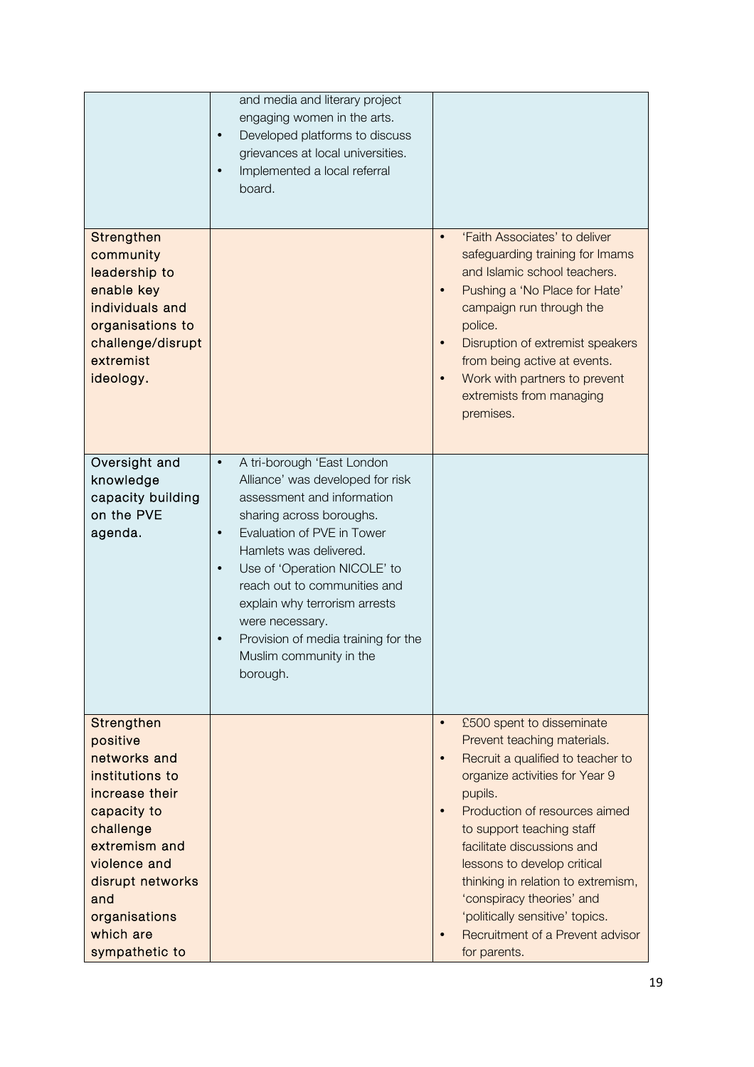| | | |
|---|---|---|
| | • and media and literary project engaging women in the arts.<br>• Developed platforms to discuss grievances at local universities.<br>• Implemented a local referral board. | |
| Strengthen community leadership to enable key individuals and organisations to challenge/disrupt extremist ideology. | | • 'Faith Associates' to deliver safeguarding training for Imams and Islamic school teachers.<br>• Pushing a 'No Place for Hate' campaign run through the police.<br>• Disruption of extremist speakers from being active at events.<br>• Work with partners to prevent extremists from managing premises. |
| Oversight and knowledge capacity building on the PVE agenda. | • A tri-borough 'East London Alliance' was developed for risk assessment and information sharing across boroughs.<br>• Evaluation of PVE in Tower Hamlets was delivered.<br>• Use of 'Operation NICOLE' to reach out to communities and explain why terrorism arrests were necessary.<br>• Provision of media training for the Muslim community in the borough. | |
| Strengthen positive networks and institutions to increase their capacity to challenge extremism and violence and disrupt networks and organisations which are sympathetic to | | • £500 spent to disseminate Prevent teaching materials.<br>• Recruit a qualified to teacher to organize activities for Year 9 pupils.<br>• Production of resources aimed to support teaching staff facilitate discussions and lessons to develop critical thinking in relation to extremism, 'conspiracy theories' and 'politically sensitive' topics.<br>• Recruitment of a Prevent advisor for parents. |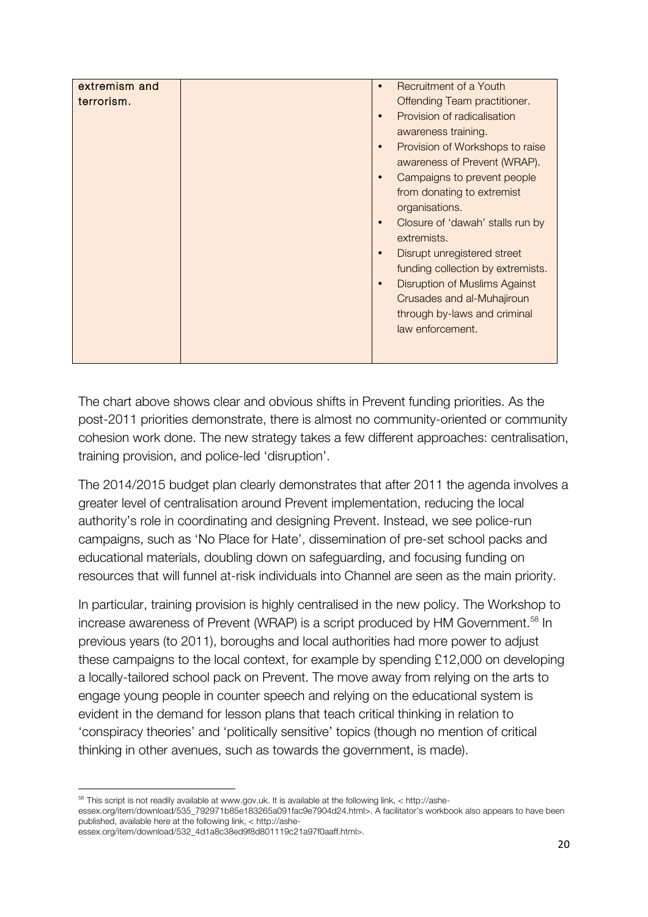| extremism and terrorism. | | • Recruitment of a Youth Offending Team practitioner.<br>• Provision of radicalisation awareness training.<br>• Provision of Workshops to raise awareness of Prevent (WRAP).<br>• Campaigns to prevent people from donating to extremist organisations.<br>• Closure of 'dawah' stalls run by extremists.<br>• Disrupt unregistered street funding collection by extremists.<br>• Disruption of Muslims Against Crusades and al-Muhajiroun through by-laws and criminal law enforcement. |
|---|---|---|

The chart above shows clear and obvious shifts in Prevent funding priorities. As the post-2011 priorities demonstrate, there is almost no community-oriented or community cohesion work done. The new strategy takes a few different approaches: centralisation, training provision, and police-led 'disruption'.

The 2014/2015 budget plan clearly demonstrates that after 2011 the agenda involves a greater level of centralisation around Prevent implementation, reducing the local authority's role in coordinating and designing Prevent. Instead, we see police-run campaigns, such as 'No Place for Hate', dissemination of pre-set school packs and educational materials, doubling down on safeguarding, and focusing funding on resources that will funnel at-risk individuals into Channel are seen as the main priority.

In particular, training provision is highly centralised in the new policy. The Workshop to increase awareness of Prevent (WRAP) is a script produced by HM Government.[58] In previous years (to 2011), boroughs and local authorities had more power to adjust these campaigns to the local context, for example by spending £12,000 on developing a locally-tailored school pack on Prevent. The move away from relying on the arts to engage young people in counter speech and relying on the educational system is evident in the demand for lesson plans that teach critical thinking in relation to 'conspiracy theories' and 'politically sensitive' topics (though no mention of critical thinking in other avenues, such as towards the government, is made).

---

[58] This script is not readily available at www.gov.uk. It is available at the following link, < http://ashe-essex.org/item/download/535_792971b85e183265a091fac9e7904d24.html>. A facilitator's workbook also appears to have been published, available here at the following link, < http://ashe-essex.org/item/download/532_4d1a8c38ed9f8d801119c21a97f0aaff.html>.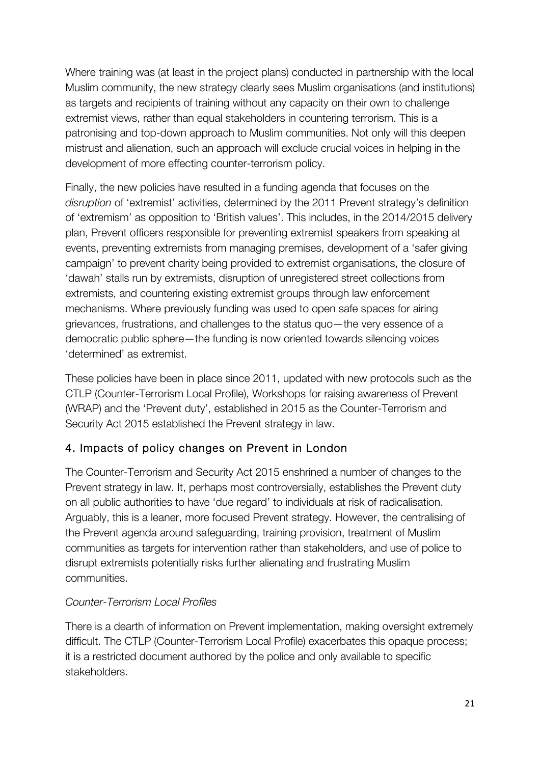Where training was (at least in the project plans) conducted in partnership with the local Muslim community, the new strategy clearly sees Muslim organisations (and institutions) as targets and recipients of training without any capacity on their own to challenge extremist views, rather than equal stakeholders in countering terrorism. This is a patronising and top-down approach to Muslim communities. Not only will this deepen mistrust and alienation, such an approach will exclude crucial voices in helping in the development of more effecting counter-terrorism policy.

Finally, the new policies have resulted in a funding agenda that focuses on the *disruption* of 'extremist' activities, determined by the 2011 Prevent strategy's definition of 'extremism' as opposition to 'British values'. This includes, in the 2014/2015 delivery plan, Prevent officers responsible for preventing extremist speakers from speaking at events, preventing extremists from managing premises, development of a 'safer giving campaign' to prevent charity being provided to extremist organisations, the closure of 'dawah' stalls run by extremists, disruption of unregistered street collections from extremists, and countering existing extremist groups through law enforcement mechanisms. Where previously funding was used to open safe spaces for airing grievances, frustrations, and challenges to the status quo—the very essence of a democratic public sphere—the funding is now oriented towards silencing voices 'determined' as extremist.

These policies have been in place since 2011, updated with new protocols such as the CTLP (Counter-Terrorism Local Profile), Workshops for raising awareness of Prevent (WRAP) and the 'Prevent duty', established in 2015 as the Counter-Terrorism and Security Act 2015 established the Prevent strategy in law.

## 4. Impacts of policy changes on Prevent in London

The Counter-Terrorism and Security Act 2015 enshrined a number of changes to the Prevent strategy in law. It, perhaps most controversially, establishes the Prevent duty on all public authorities to have 'due regard' to individuals at risk of radicalisation. Arguably, this is a leaner, more focused Prevent strategy. However, the centralising of the Prevent agenda around safeguarding, training provision, treatment of Muslim communities as targets for intervention rather than stakeholders, and use of police to disrupt extremists potentially risks further alienating and frustrating Muslim communities.

*Counter-Terrorism Local Profiles*

There is a dearth of information on Prevent implementation, making oversight extremely difficult. The CTLP (Counter-Terrorism Local Profile) exacerbates this opaque process; it is a restricted document authored by the police and only available to specific stakeholders.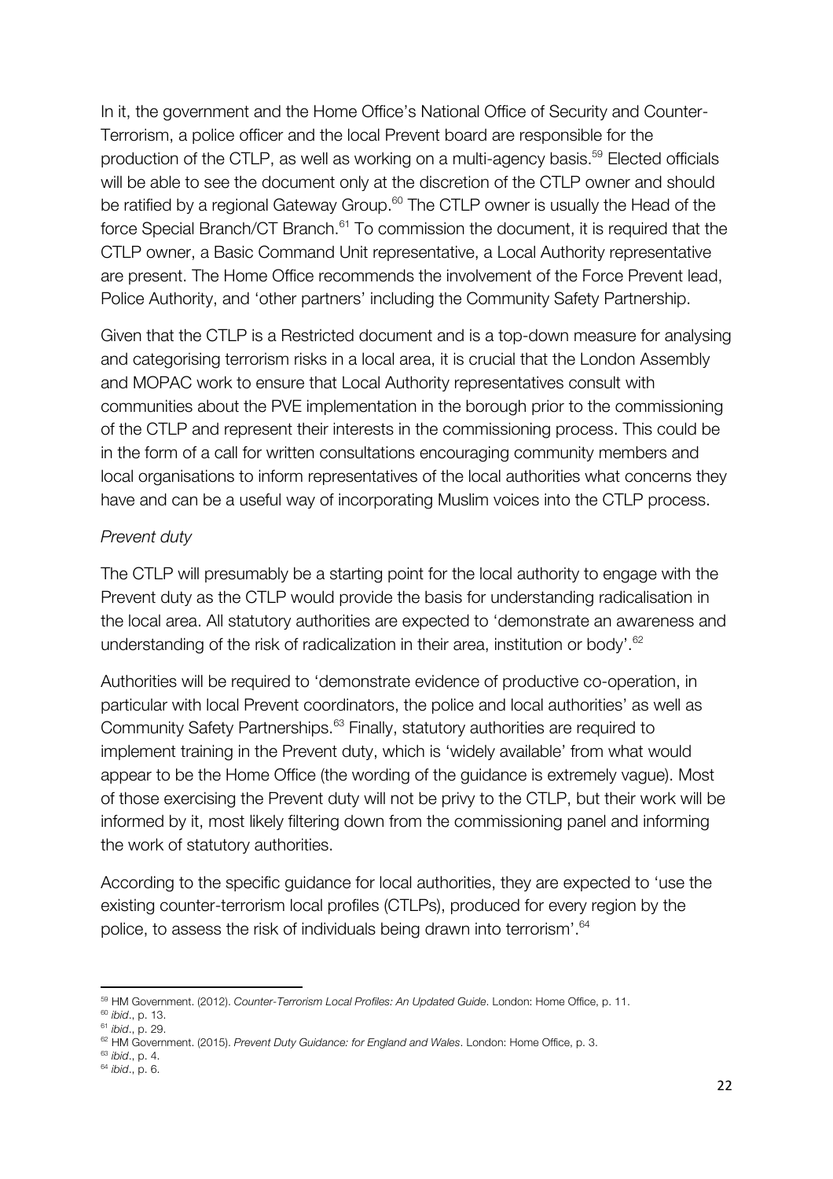In it, the government and the Home Office's National Office of Security and Counter-Terrorism, a police officer and the local Prevent board are responsible for the production of the CTLP, as well as working on a multi-agency basis.[59] Elected officials will be able to see the document only at the discretion of the CTLP owner and should be ratified by a regional Gateway Group.[60] The CTLP owner is usually the Head of the force Special Branch/CT Branch.[61] To commission the document, it is required that the CTLP owner, a Basic Command Unit representative, a Local Authority representative are present. The Home Office recommends the involvement of the Force Prevent lead, Police Authority, and 'other partners' including the Community Safety Partnership.

Given that the CTLP is a Restricted document and is a top-down measure for analysing and categorising terrorism risks in a local area, it is crucial that the London Assembly and MOPAC work to ensure that Local Authority representatives consult with communities about the PVE implementation in the borough prior to the commissioning of the CTLP and represent their interests in the commissioning process. This could be in the form of a call for written consultations encouraging community members and local organisations to inform representatives of the local authorities what concerns they have and can be a useful way of incorporating Muslim voices into the CTLP process.

*Prevent duty*

The CTLP will presumably be a starting point for the local authority to engage with the Prevent duty as the CTLP would provide the basis for understanding radicalisation in the local area. All statutory authorities are expected to 'demonstrate an awareness and understanding of the risk of radicalization in their area, institution or body'.[62]

Authorities will be required to 'demonstrate evidence of productive co-operation, in particular with local Prevent coordinators, the police and local authorities' as well as Community Safety Partnerships.[63] Finally, statutory authorities are required to implement training in the Prevent duty, which is 'widely available' from what would appear to be the Home Office (the wording of the guidance is extremely vague). Most of those exercising the Prevent duty will not be privy to the CTLP, but their work will be informed by it, most likely filtering down from the commissioning panel and informing the work of statutory authorities.

According to the specific guidance for local authorities, they are expected to 'use the existing counter-terrorism local profiles (CTLPs), produced for every region by the police, to assess the risk of individuals being drawn into terrorism'.[64]

---

[59] HM Government. (2012). *Counter-Terrorism Local Profiles: An Updated Guide*. London: Home Office, p. 11.

[60] *ibid*., p. 13.

[61] *ibid*., p. 29.

[62] HM Government. (2015). *Prevent Duty Guidance: for England and Wales*. London: Home Office, p. 3.

[63] *ibid*., p. 4.

[64] *ibid*., p. 6.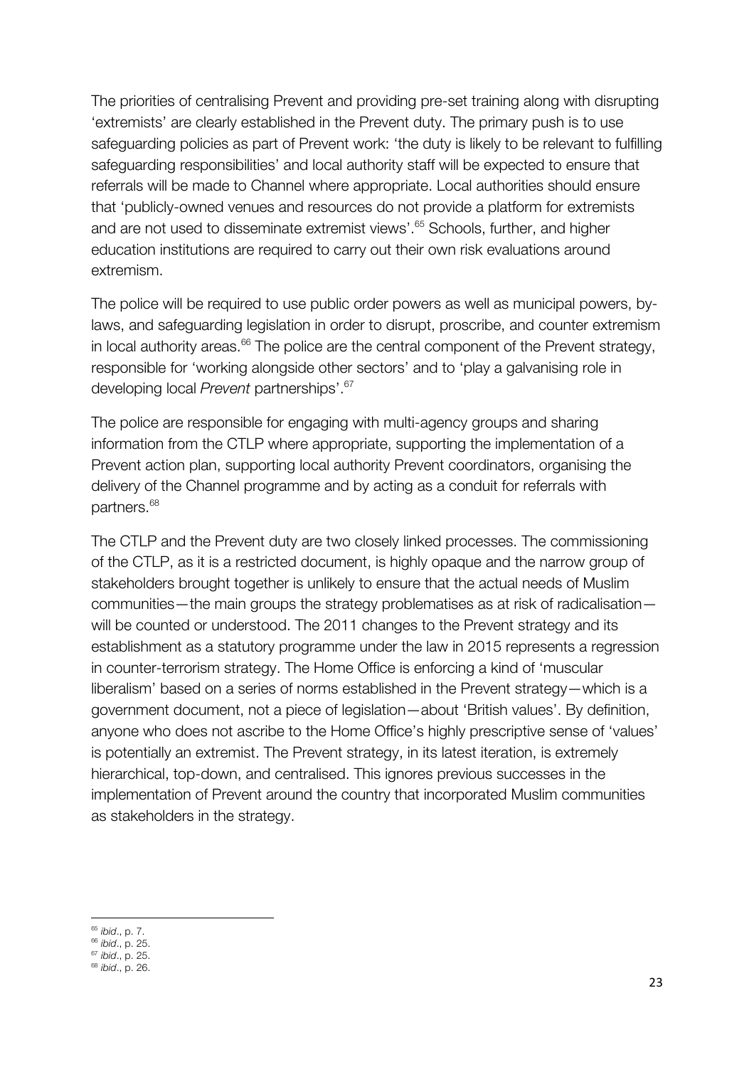The priorities of centralising Prevent and providing pre-set training along with disrupting 'extremists' are clearly established in the Prevent duty. The primary push is to use safeguarding policies as part of Prevent work: 'the duty is likely to be relevant to fulfilling safeguarding responsibilities' and local authority staff will be expected to ensure that referrals will be made to Channel where appropriate. Local authorities should ensure that 'publicly-owned venues and resources do not provide a platform for extremists and are not used to disseminate extremist views'.[65] Schools, further, and higher education institutions are required to carry out their own risk evaluations around extremism.

The police will be required to use public order powers as well as municipal powers, by-laws, and safeguarding legislation in order to disrupt, proscribe, and counter extremism in local authority areas.[66] The police are the central component of the Prevent strategy, responsible for 'working alongside other sectors' and to 'play a galvanising role in developing local *Prevent* partnerships'.[67]

The police are responsible for engaging with multi-agency groups and sharing information from the CTLP where appropriate, supporting the implementation of a Prevent action plan, supporting local authority Prevent coordinators, organising the delivery of the Channel programme and by acting as a conduit for referrals with partners.[68]

The CTLP and the Prevent duty are two closely linked processes. The commissioning of the CTLP, as it is a restricted document, is highly opaque and the narrow group of stakeholders brought together is unlikely to ensure that the actual needs of Muslim communities—the main groups the strategy problematises as at risk of radicalisation—will be counted or understood. The 2011 changes to the Prevent strategy and its establishment as a statutory programme under the law in 2015 represents a regression in counter-terrorism strategy. The Home Office is enforcing a kind of 'muscular liberalism' based on a series of norms established in the Prevent strategy—which is a government document, not a piece of legislation—about 'British values'. By definition, anyone who does not ascribe to the Home Office's highly prescriptive sense of 'values' is potentially an extremist. The Prevent strategy, in its latest iteration, is extremely hierarchical, top-down, and centralised. This ignores previous successes in the implementation of Prevent around the country that incorporated Muslim communities as stakeholders in the strategy.

---

[65] *ibid*., p. 7.
[66] *ibid*., p. 25.
[67] *ibid*., p. 25.
[68] *ibid*., p. 26.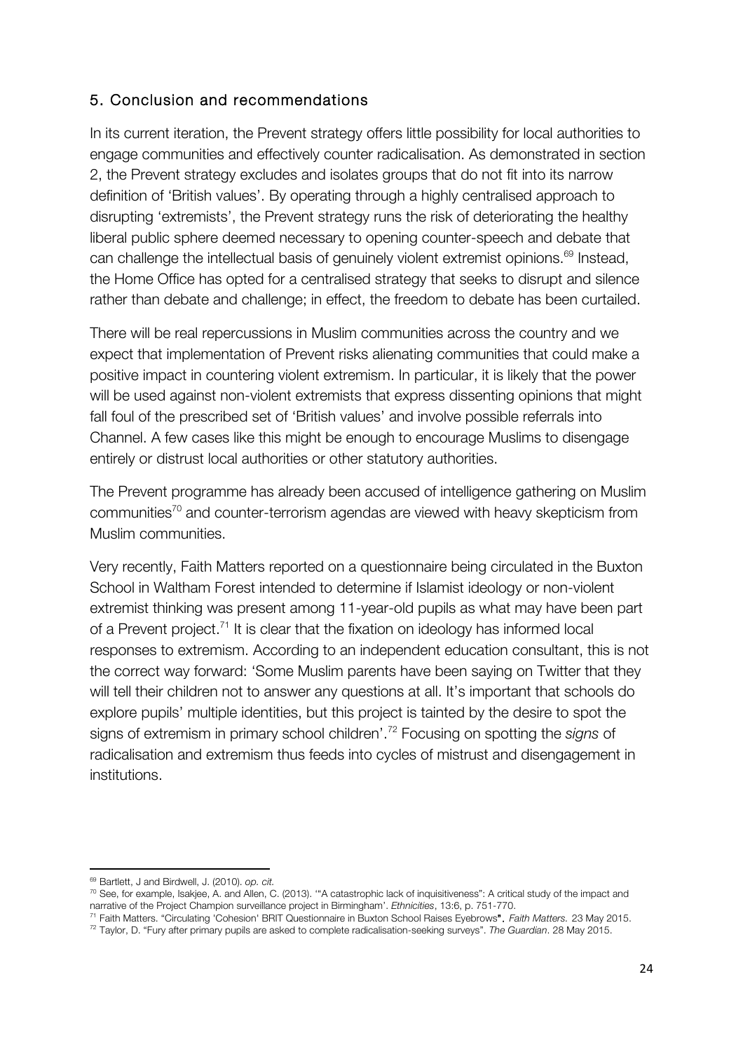## 5. Conclusion and recommendations

In its current iteration, the Prevent strategy offers little possibility for local authorities to engage communities and effectively counter radicalisation. As demonstrated in section 2, the Prevent strategy excludes and isolates groups that do not fit into its narrow definition of 'British values'. By operating through a highly centralised approach to disrupting 'extremists', the Prevent strategy runs the risk of deteriorating the healthy liberal public sphere deemed necessary to opening counter-speech and debate that can challenge the intellectual basis of genuinely violent extremist opinions.[69] Instead, the Home Office has opted for a centralised strategy that seeks to disrupt and silence rather than debate and challenge; in effect, the freedom to debate has been curtailed.

There will be real repercussions in Muslim communities across the country and we expect that implementation of Prevent risks alienating communities that could make a positive impact in countering violent extremism. In particular, it is likely that the power will be used against non-violent extremists that express dissenting opinions that might fall foul of the prescribed set of 'British values' and involve possible referrals into Channel. A few cases like this might be enough to encourage Muslims to disengage entirely or distrust local authorities or other statutory authorities.

The Prevent programme has already been accused of intelligence gathering on Muslim communities[70] and counter-terrorism agendas are viewed with heavy skepticism from Muslim communities.

Very recently, Faith Matters reported on a questionnaire being circulated in the Buxton School in Waltham Forest intended to determine if Islamist ideology or non-violent extremist thinking was present among 11-year-old pupils as what may have been part of a Prevent project.[71] It is clear that the fixation on ideology has informed local responses to extremism. According to an independent education consultant, this is not the correct way forward: 'Some Muslim parents have been saying on Twitter that they will tell their children not to answer any questions at all. It's important that schools do explore pupils' multiple identities, but this project is tainted by the desire to spot the signs of extremism in primary school children'.[72] Focusing on spotting the *signs* of radicalisation and extremism thus feeds into cycles of mistrust and disengagement in institutions.

---

[69] Bartlett, J and Birdwell, J. (2010). *op. cit.*

[70] See, for example, Isakjee, A. and Allen, C. (2013). '"A catastrophic lack of inquisitiveness": A critical study of the impact and narrative of the Project Champion surveillance project in Birmingham'. *Ethnicities*, 13:6, p. 751-770.

[71] Faith Matters. "Circulating 'Cohesion' BRIT Questionnaire in Buxton School Raises Eyebrows". *Faith Matters.* 23 May 2015.

[72] Taylor, D. "Fury after primary pupils are asked to complete radicalisation-seeking surveys". *The Guardian*. 28 May 2015.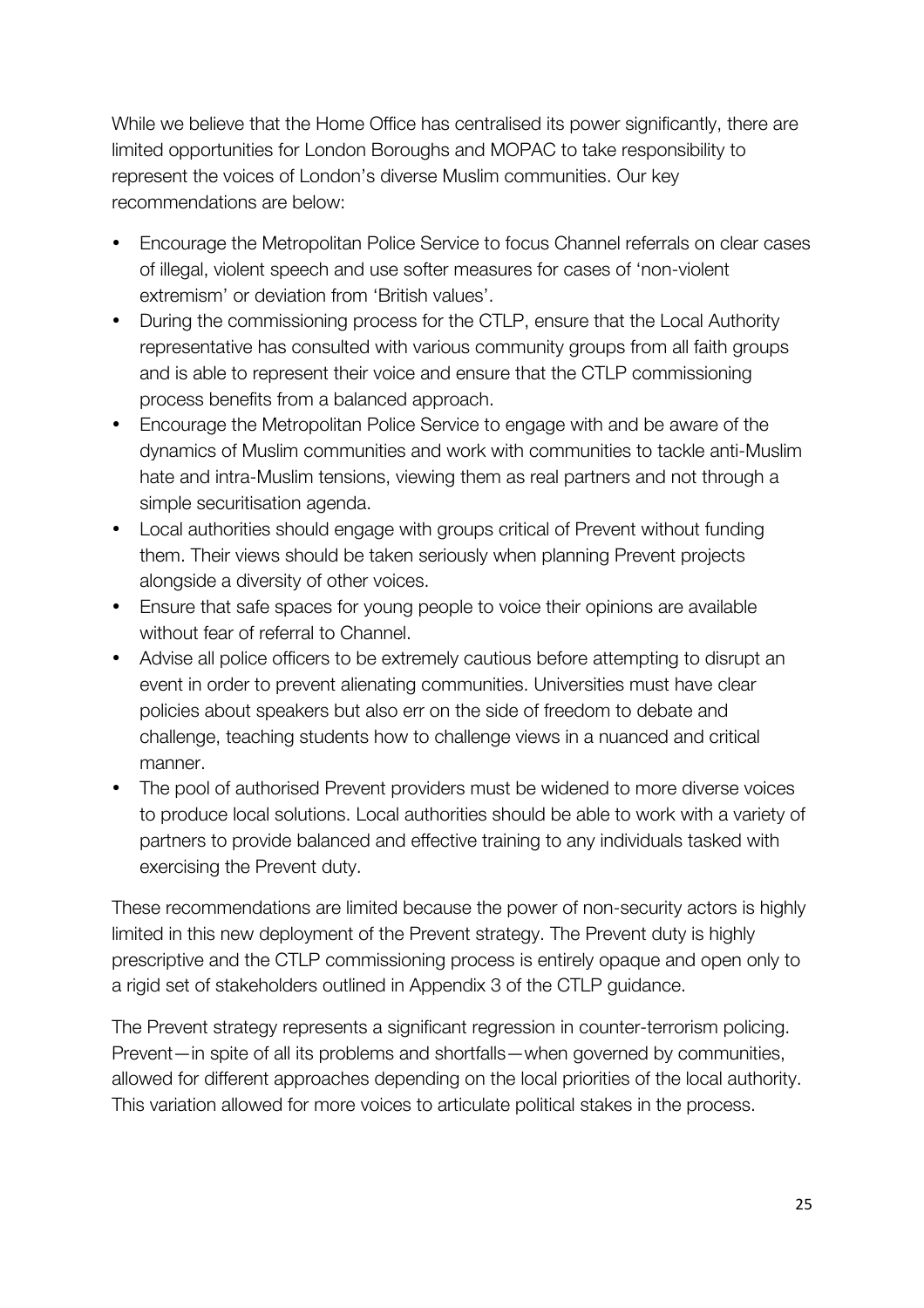While we believe that the Home Office has centralised its power significantly, there are limited opportunities for London Boroughs and MOPAC to take responsibility to represent the voices of London's diverse Muslim communities. Our key recommendations are below:

- Encourage the Metropolitan Police Service to focus Channel referrals on clear cases of illegal, violent speech and use softer measures for cases of 'non-violent extremism' or deviation from 'British values'.
- During the commissioning process for the CTLP, ensure that the Local Authority representative has consulted with various community groups from all faith groups and is able to represent their voice and ensure that the CTLP commissioning process benefits from a balanced approach.
- Encourage the Metropolitan Police Service to engage with and be aware of the dynamics of Muslim communities and work with communities to tackle anti-Muslim hate and intra-Muslim tensions, viewing them as real partners and not through a simple securitisation agenda.
- Local authorities should engage with groups critical of Prevent without funding them. Their views should be taken seriously when planning Prevent projects alongside a diversity of other voices.
- Ensure that safe spaces for young people to voice their opinions are available without fear of referral to Channel.
- Advise all police officers to be extremely cautious before attempting to disrupt an event in order to prevent alienating communities. Universities must have clear policies about speakers but also err on the side of freedom to debate and challenge, teaching students how to challenge views in a nuanced and critical manner.
- The pool of authorised Prevent providers must be widened to more diverse voices to produce local solutions. Local authorities should be able to work with a variety of partners to provide balanced and effective training to any individuals tasked with exercising the Prevent duty.

These recommendations are limited because the power of non-security actors is highly limited in this new deployment of the Prevent strategy. The Prevent duty is highly prescriptive and the CTLP commissioning process is entirely opaque and open only to a rigid set of stakeholders outlined in Appendix 3 of the CTLP guidance.

The Prevent strategy represents a significant regression in counter-terrorism policing. Prevent—in spite of all its problems and shortfalls—when governed by communities, allowed for different approaches depending on the local priorities of the local authority. This variation allowed for more voices to articulate political stakes in the process.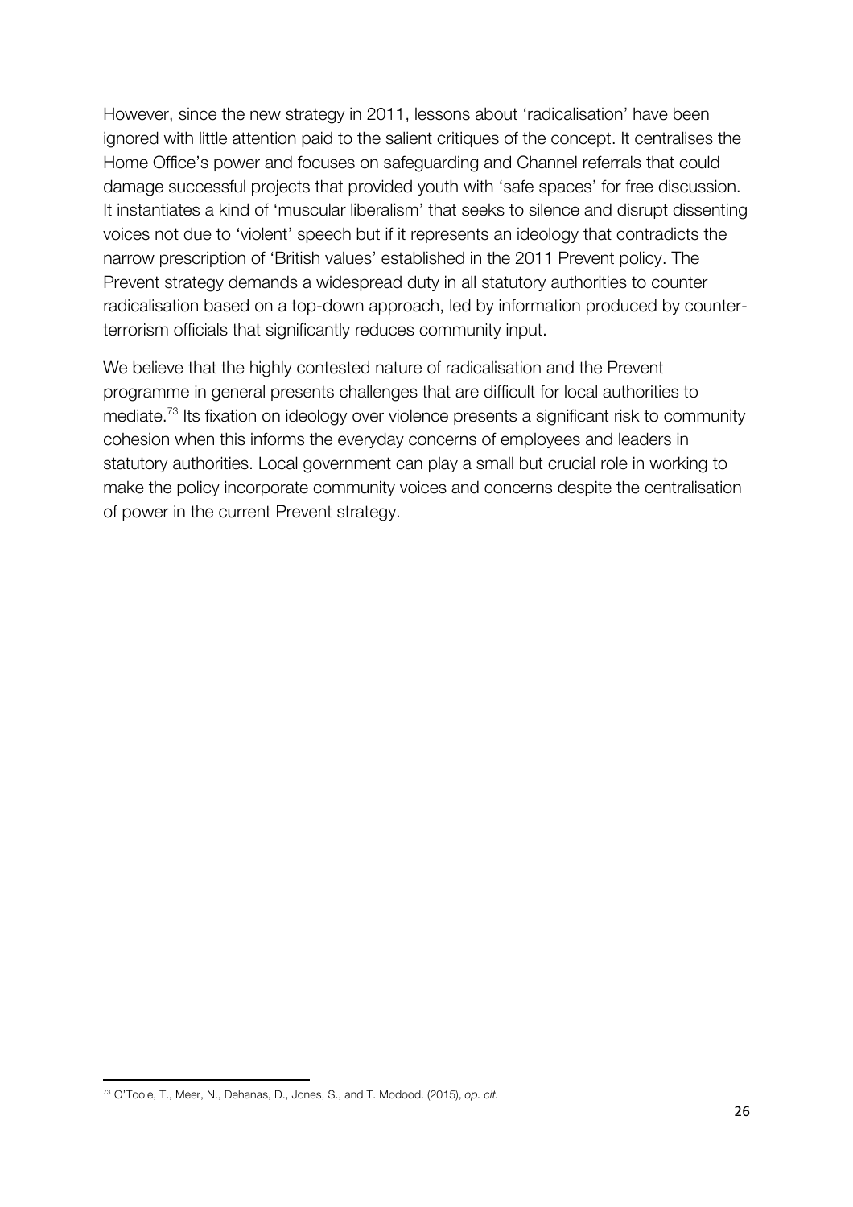However, since the new strategy in 2011, lessons about 'radicalisation' have been ignored with little attention paid to the salient critiques of the concept. It centralises the Home Office's power and focuses on safeguarding and Channel referrals that could damage successful projects that provided youth with 'safe spaces' for free discussion. It instantiates a kind of 'muscular liberalism' that seeks to silence and disrupt dissenting voices not due to 'violent' speech but if it represents an ideology that contradicts the narrow prescription of 'British values' established in the 2011 Prevent policy. The Prevent strategy demands a widespread duty in all statutory authorities to counter radicalisation based on a top-down approach, led by information produced by counter-terrorism officials that significantly reduces community input.

We believe that the highly contested nature of radicalisation and the Prevent programme in general presents challenges that are difficult for local authorities to mediate.[73] Its fixation on ideology over violence presents a significant risk to community cohesion when this informs the everyday concerns of employees and leaders in statutory authorities. Local government can play a small but crucial role in working to make the policy incorporate community voices and concerns despite the centralisation of power in the current Prevent strategy.

[73] O'Toole, T., Meer, N., Dehanas, D., Jones, S., and T. Modood. (2015), *op. cit.*